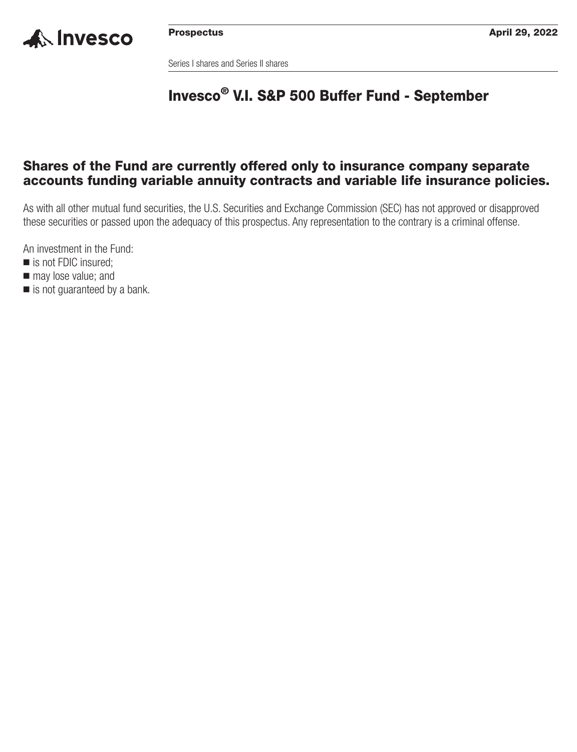Invesco

**Prospectus** **April 29, 2022**

Series I shares and Series II shares

# Invesco® V.I. S&P 500 Buffer Fund - September

## Shares of the Fund are currently offered only to insurance company separate accounts funding variable annuity contracts and variable life insurance policies.

As with all other mutual fund securities, the U.S. Securities and Exchange Commission (SEC) has not approved or disapproved these securities or passed upon the adequacy of this prospectus. Any representation to the contrary is a criminal offense.

An investment in the Fund:

- is not FDIC insured;
- may lose value; and
- is not guaranteed by a bank.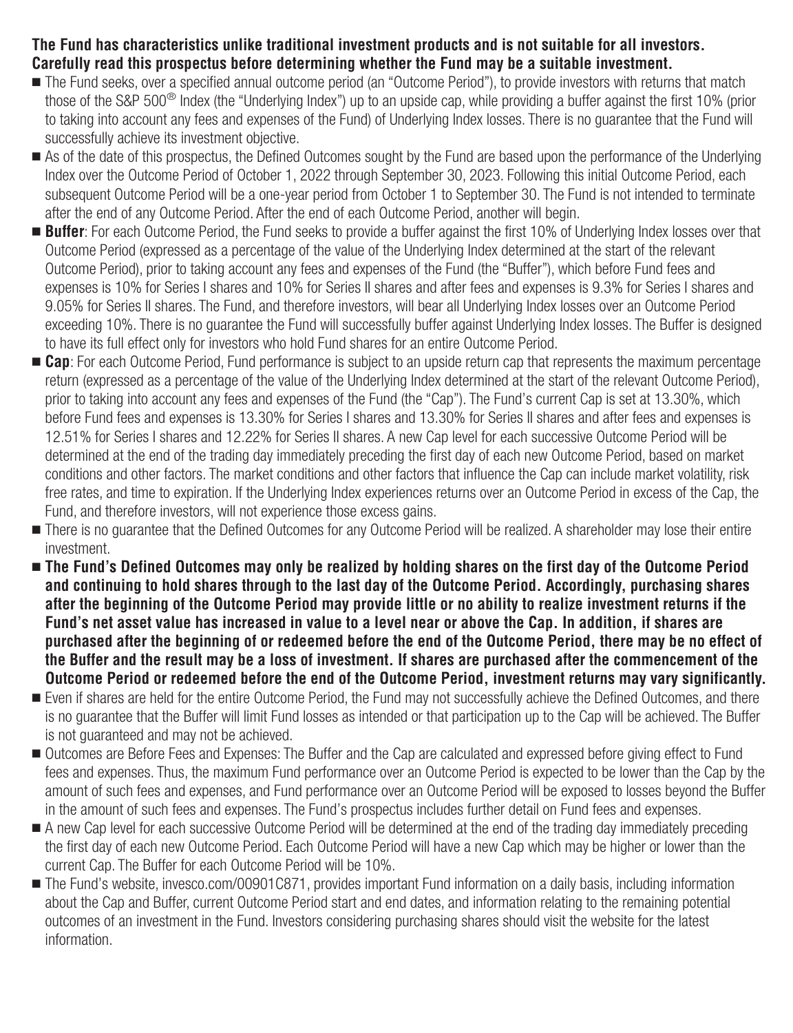**The Fund has characteristics unlike traditional investment products and is not suitable for all investors. Carefully read this prospectus before determining whether the Fund may be a suitable investment.**

- The Fund seeks, over a specified annual outcome period (an "Outcome Period"), to provide investors with returns that match those of the S&P 500® Index (the "Underlying Index") up to an upside cap, while providing a buffer against the first 10% (prior to taking into account any fees and expenses of the Fund) of Underlying Index losses. There is no guarantee that the Fund will successfully achieve its investment objective.
- As of the date of this prospectus, the Defined Outcomes sought by the Fund are based upon the performance of the Underlying Index over the Outcome Period of October 1, 2022 through September 30, 2023. Following this initial Outcome Period, each subsequent Outcome Period will be a one-year period from October 1 to September 30. The Fund is not intended to terminate after the end of any Outcome Period. After the end of each Outcome Period, another will begin.
- **Buffer**: For each Outcome Period, the Fund seeks to provide a buffer against the first 10% of Underlying Index losses over that Outcome Period (expressed as a percentage of the value of the Underlying Index determined at the start of the relevant Outcome Period), prior to taking account any fees and expenses of the Fund (the "Buffer"), which before Fund fees and expenses is 10% for Series I shares and 10% for Series II shares and after fees and expenses is 9.3% for Series I shares and 9.05% for Series II shares. The Fund, and therefore investors, will bear all Underlying Index losses over an Outcome Period exceeding 10%. There is no guarantee the Fund will successfully buffer against Underlying Index losses. The Buffer is designed to have its full effect only for investors who hold Fund shares for an entire Outcome Period.
- **Cap**: For each Outcome Period, Fund performance is subject to an upside return cap that represents the maximum percentage return (expressed as a percentage of the value of the Underlying Index determined at the start of the relevant Outcome Period), prior to taking into account any fees and expenses of the Fund (the "Cap"). The Fund's current Cap is set at 13.30%, which before Fund fees and expenses is 13.30% for Series I shares and 13.30% for Series II shares and after fees and expenses is 12.51% for Series I shares and 12.22% for Series II shares. A new Cap level for each successive Outcome Period will be determined at the end of the trading day immediately preceding the first day of each new Outcome Period, based on market conditions and other factors. The market conditions and other factors that influence the Cap can include market volatility, risk free rates, and time to expiration. If the Underlying Index experiences returns over an Outcome Period in excess of the Cap, the Fund, and therefore investors, will not experience those excess gains.
- There is no guarantee that the Defined Outcomes for any Outcome Period will be realized. A shareholder may lose their entire investment.
- **The Fund's Defined Outcomes may only be realized by holding shares on the first day of the Outcome Period and continuing to hold shares through to the last day of the Outcome Period. Accordingly, purchasing shares after the beginning of the Outcome Period may provide little or no ability to realize investment returns if the Fund's net asset value has increased in value to a level near or above the Cap. In addition, if shares are purchased after the beginning of or redeemed before the end of the Outcome Period, there may be no effect of the Buffer and the result may be a loss of investment. If shares are purchased after the commencement of the Outcome Period or redeemed before the end of the Outcome Period, investment returns may vary significantly.**
- Even if shares are held for the entire Outcome Period, the Fund may not successfully achieve the Defined Outcomes, and there is no guarantee that the Buffer will limit Fund losses as intended or that participation up to the Cap will be achieved. The Buffer is not guaranteed and may not be achieved.
- Outcomes are Before Fees and Expenses: The Buffer and the Cap are calculated and expressed before giving effect to Fund fees and expenses. Thus, the maximum Fund performance over an Outcome Period is expected to be lower than the Cap by the amount of such fees and expenses, and Fund performance over an Outcome Period will be exposed to losses beyond the Buffer in the amount of such fees and expenses. The Fund's prospectus includes further detail on Fund fees and expenses.
- A new Cap level for each successive Outcome Period will be determined at the end of the trading day immediately preceding the first day of each new Outcome Period. Each Outcome Period will have a new Cap which may be higher or lower than the current Cap. The Buffer for each Outcome Period will be 10%.
- The Fund's website, invesco.com/00901C871, provides important Fund information on a daily basis, including information about the Cap and Buffer, current Outcome Period start and end dates, and information relating to the remaining potential outcomes of an investment in the Fund. Investors considering purchasing shares should visit the website for the latest information.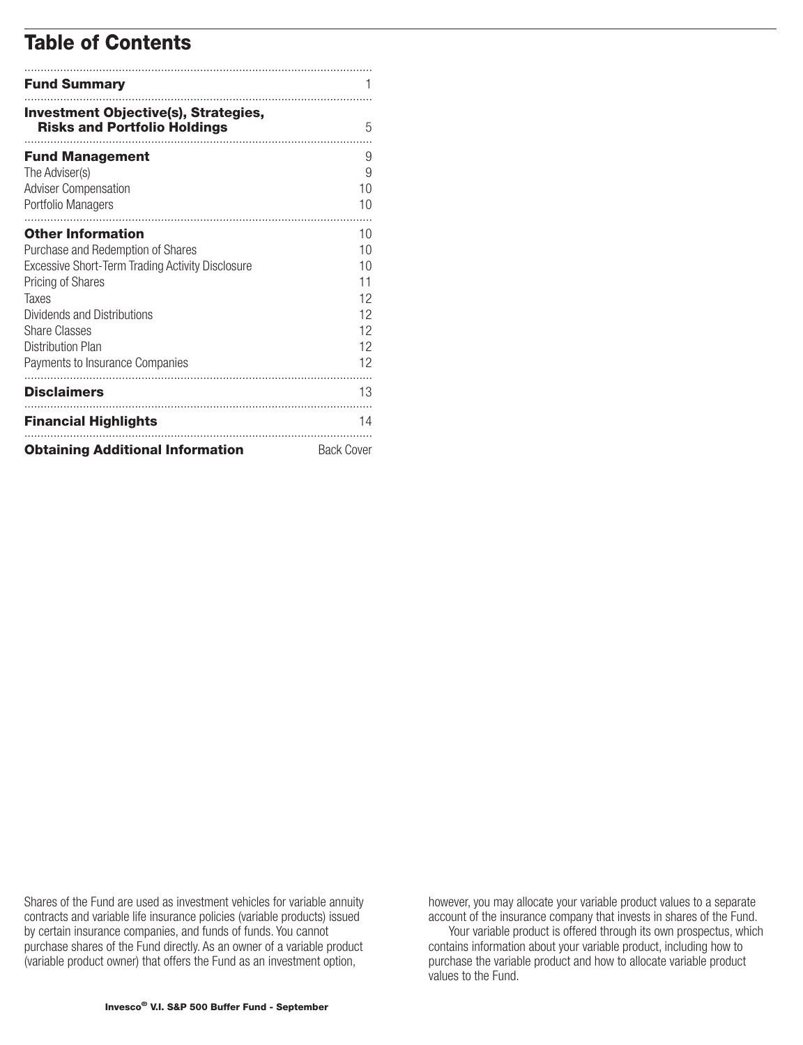# Table of Contents

| | |
|---|---|
| **Fund Summary** | 1 |
| **Investment Objective(s), Strategies, Risks and Portfolio Holdings** | 5 |
| **Fund Management** | 9 |
| The Adviser(s) | 9 |
| Adviser Compensation | 10 |
| Portfolio Managers | 10 |
| **Other Information** | 10 |
| Purchase and Redemption of Shares | 10 |
| Excessive Short-Term Trading Activity Disclosure | 10 |
| Pricing of Shares | 11 |
| Taxes | 12 |
| Dividends and Distributions | 12 |
| Share Classes | 12 |
| Distribution Plan | 12 |
| Payments to Insurance Companies | 12 |
| **Disclaimers** | 13 |
| **Financial Highlights** | 14 |
| **Obtaining Additional Information** | Back Cover |

Shares of the Fund are used as investment vehicles for variable annuity contracts and variable life insurance policies (variable products) issued by certain insurance companies, and funds of funds. You cannot purchase shares of the Fund directly. As an owner of a variable product (variable product owner) that offers the Fund as an investment option, however, you may allocate your variable product values to a separate account of the insurance company that invests in shares of the Fund.

Your variable product is offered through its own prospectus, which contains information about your variable product, including how to purchase the variable product and how to allocate variable product values to the Fund.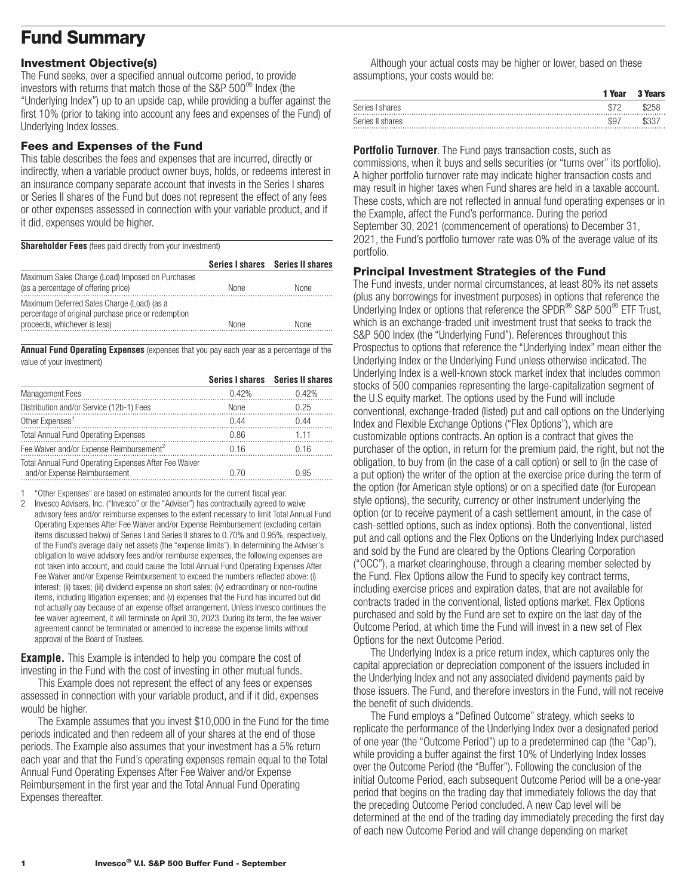# Fund Summary

### Investment Objective(s)

The Fund seeks, over a specified annual outcome period, to provide investors with returns that match those of the S&P 500® Index (the "Underlying Index") up to an upside cap, while providing a buffer against the first 10% (prior to taking into account any fees and expenses of the Fund) of Underlying Index losses.

### Fees and Expenses of the Fund

This table describes the fees and expenses that are incurred, directly or indirectly, when a variable product owner buys, holds, or redeems interest in an insurance company separate account that invests in the Series I shares or Series II shares of the Fund but does not represent the effect of any fees or other expenses assessed in connection with your variable product, and if it did, expenses would be higher.

**Shareholder Fees** (fees paid directly from your investment)

| | Series I shares | Series II shares |
|---|---|---|
| Maximum Sales Charge (Load) Imposed on Purchases (as a percentage of offering price) | None | None |
| Maximum Deferred Sales Charge (Load) (as a percentage of original purchase price or redemption proceeds, whichever is less) | None | None |

**Annual Fund Operating Expenses** (expenses that you pay each year as a percentage of the value of your investment)

| | Series I shares | Series II shares |
|---|---|---|
| Management Fees | 0.42% | 0.42% |
| Distribution and/or Service (12b-1) Fees | None | 0.25 |
| Other Expenses[1] | 0.44 | 0.44 |
| Total Annual Fund Operating Expenses | 0.86 | 1.11 |
| Fee Waiver and/or Expense Reimbursement[2] | 0.16 | 0.16 |
| Total Annual Fund Operating Expenses After Fee Waiver and/or Expense Reimbursement | 0.70 | 0.95 |

1 "Other Expenses" are based on estimated amounts for the current fiscal year.

2 Invesco Advisers, Inc. ("Invesco" or the "Adviser") has contractually agreed to waive advisory fees and/or reimburse expenses to the extent necessary to limit Total Annual Fund Operating Expenses After Fee Waiver and/or Expense Reimbursement (excluding certain items discussed below) of Series I and Series II shares to 0.70% and 0.95%, respectively, of the Fund's average daily net assets (the "expense limits"). In determining the Adviser's obligation to waive advisory fees and/or reimburse expenses, the following expenses are not taken into account, and could cause the Total Annual Fund Operating Expenses After Fee Waiver and/or Expense Reimbursement to exceed the numbers reflected above: (i) interest; (ii) taxes; (iii) dividend expense on short sales; (iv) extraordinary or non-routine items, including litigation expenses; and (v) expenses that the Fund has incurred but did not actually pay because of an expense offset arrangement. Unless Invesco continues the fee waiver agreement, it will terminate on April 30, 2023. During its term, the fee waiver agreement cannot be terminated or amended to increase the expense limits without approval of the Board of Trustees.

**Example.** This Example is intended to help you compare the cost of investing in the Fund with the cost of investing in other mutual funds.

This Example does not represent the effect of any fees or expenses assessed in connection with your variable product, and if it did, expenses would be higher.

The Example assumes that you invest $10,000 in the Fund for the time periods indicated and then redeem all of your shares at the end of those periods. The Example also assumes that your investment has a 5% return each year and that the Fund's operating expenses remain equal to the Total Annual Fund Operating Expenses After Fee Waiver and/or Expense Reimbursement in the first year and the Total Annual Fund Operating Expenses thereafter.

Although your actual costs may be higher or lower, based on these assumptions, your costs would be:

| | 1 Year | 3 Years |
|---|---|---|
| Series I shares | $72 | $258 |
| Series II shares | $97 | $337 |

**Portfolio Turnover**. The Fund pays transaction costs, such as commissions, when it buys and sells securities (or "turns over" its portfolio). A higher portfolio turnover rate may indicate higher transaction costs and may result in higher taxes when Fund shares are held in a taxable account. These costs, which are not reflected in annual fund operating expenses or in the Example, affect the Fund's performance. During the period September 30, 2021 (commencement of operations) to December 31, 2021, the Fund's portfolio turnover rate was 0% of the average value of its portfolio.

### Principal Investment Strategies of the Fund

The Fund invests, under normal circumstances, at least 80% its net assets (plus any borrowings for investment purposes) in options that reference the Underlying Index or options that reference the SPDR® S&P 500® ETF Trust, which is an exchange-traded unit investment trust that seeks to track the S&P 500 Index (the "Underlying Fund"). References throughout this Prospectus to options that reference the "Underlying Index" mean either the Underlying Index or the Underlying Fund unless otherwise indicated. The Underlying Index is a well-known stock market index that includes common stocks of 500 companies representing the large-capitalization segment of the U.S equity market. The options used by the Fund will include conventional, exchange-traded (listed) put and call options on the Underlying Index and Flexible Exchange Options ("Flex Options"), which are customizable options contracts. An option is a contract that gives the purchaser of the option, in return for the premium paid, the right, but not the obligation, to buy from (in the case of a call option) or sell to (in the case of a put option) the writer of the option at the exercise price during the term of the option (for American style options) or on a specified date (for European style options), the security, currency or other instrument underlying the option (or to receive payment of a cash settlement amount, in the case of cash-settled options, such as index options). Both the conventional, listed put and call options and the Flex Options on the Underlying Index purchased and sold by the Fund are cleared by the Options Clearing Corporation ("OCC"), a market clearinghouse, through a clearing member selected by the Fund. Flex Options allow the Fund to specify key contract terms, including exercise prices and expiration dates, that are not available for contracts traded in the conventional, listed options market. Flex Options purchased and sold by the Fund are set to expire on the last day of the Outcome Period, at which time the Fund will invest in a new set of Flex Options for the next Outcome Period.

The Underlying Index is a price return index, which captures only the capital appreciation or depreciation component of the issuers included in the Underlying Index and not any associated dividend payments paid by those issuers. The Fund, and therefore investors in the Fund, will not receive the benefit of such dividends.

The Fund employs a "Defined Outcome" strategy, which seeks to replicate the performance of the Underlying Index over a designated period of one year (the "Outcome Period") up to a predetermined cap (the "Cap"), while providing a buffer against the first 10% of Underlying Index losses over the Outcome Period (the "Buffer"). Following the conclusion of the initial Outcome Period, each subsequent Outcome Period will be a one-year period that begins on the trading day that immediately follows the day that the preceding Outcome Period concluded. A new Cap level will be determined at the end of the trading day immediately preceding the first day of each new Outcome Period and will change depending on market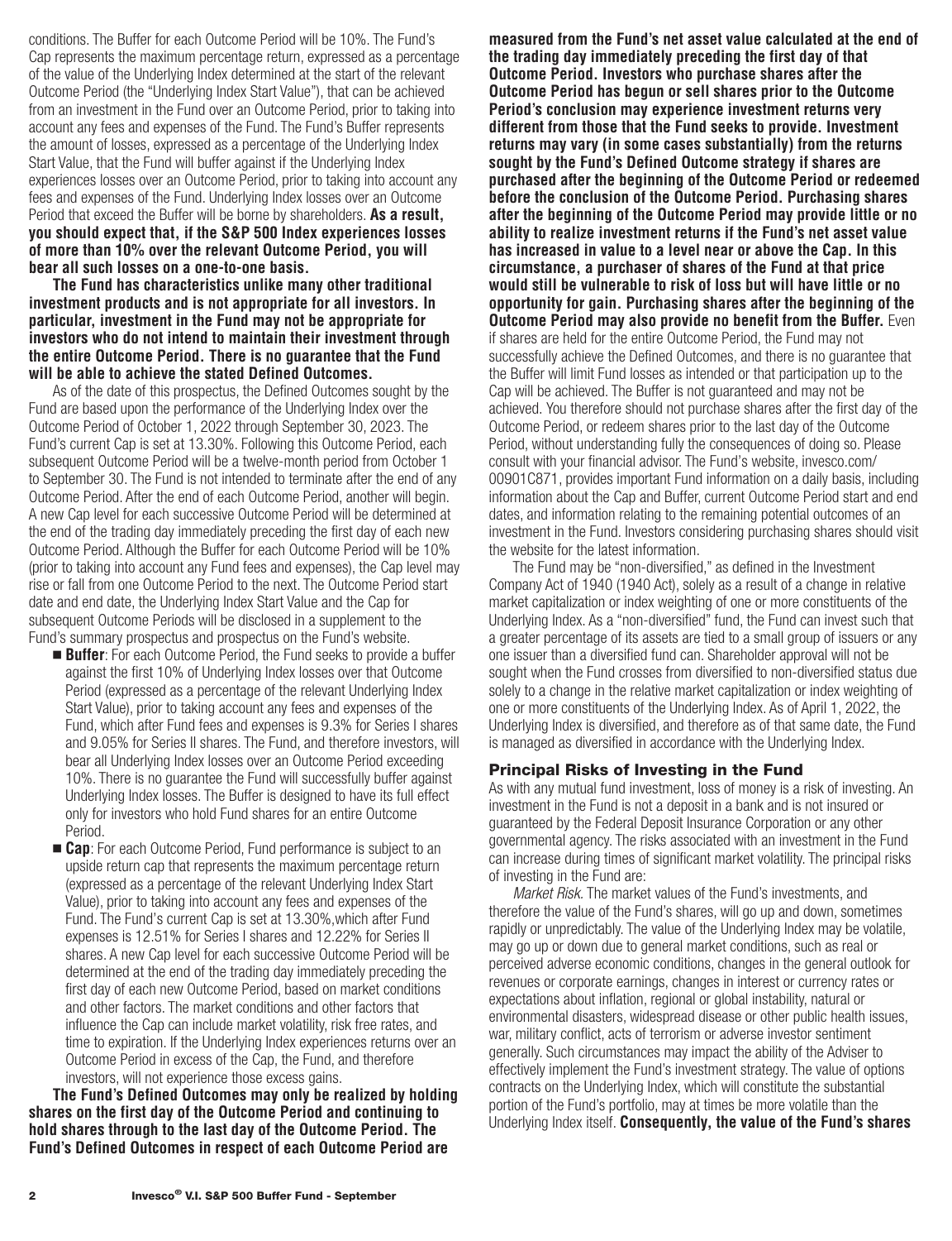conditions. The Buffer for each Outcome Period will be 10%. The Fund's Cap represents the maximum percentage return, expressed as a percentage of the value of the Underlying Index determined at the start of the relevant Outcome Period (the "Underlying Index Start Value"), that can be achieved from an investment in the Fund over an Outcome Period, prior to taking into account any fees and expenses of the Fund. The Fund's Buffer represents the amount of losses, expressed as a percentage of the Underlying Index Start Value, that the Fund will buffer against if the Underlying Index experiences losses over an Outcome Period, prior to taking into account any fees and expenses of the Fund. Underlying Index losses over an Outcome Period that exceed the Buffer will be borne by shareholders. **As a result, you should expect that, if the S&P 500 Index experiences losses of more than 10% over the relevant Outcome Period, you will bear all such losses on a one-to-one basis.**

**The Fund has characteristics unlike many other traditional investment products and is not appropriate for all investors. In particular, investment in the Fund may not be appropriate for investors who do not intend to maintain their investment through the entire Outcome Period. There is no guarantee that the Fund will be able to achieve the stated Defined Outcomes.**

As of the date of this prospectus, the Defined Outcomes sought by the Fund are based upon the performance of the Underlying Index over the Outcome Period of October 1, 2022 through September 30, 2023. The Fund's current Cap is set at 13.30%. Following this Outcome Period, each subsequent Outcome Period will be a twelve-month period from October 1 to September 30. The Fund is not intended to terminate after the end of any Outcome Period. After the end of each Outcome Period, another will begin. A new Cap level for each successive Outcome Period will be determined at the end of the trading day immediately preceding the first day of each new Outcome Period. Although the Buffer for each Outcome Period will be 10% (prior to taking into account any Fund fees and expenses), the Cap level may rise or fall from one Outcome Period to the next. The Outcome Period start date and end date, the Underlying Index Start Value and the Cap for subsequent Outcome Periods will be disclosed in a supplement to the Fund's summary prospectus and prospectus on the Fund's website.

- **Buffer**: For each Outcome Period, the Fund seeks to provide a buffer against the first 10% of Underlying Index losses over that Outcome Period (expressed as a percentage of the relevant Underlying Index Start Value), prior to taking account any fees and expenses of the Fund, which after Fund fees and expenses is 9.3% for Series I shares and 9.05% for Series II shares. The Fund, and therefore investors, will bear all Underlying Index losses over an Outcome Period exceeding 10%. There is no guarantee the Fund will successfully buffer against Underlying Index losses. The Buffer is designed to have its full effect only for investors who hold Fund shares for an entire Outcome Period.
- **Cap**: For each Outcome Period, Fund performance is subject to an upside return cap that represents the maximum percentage return (expressed as a percentage of the relevant Underlying Index Start Value), prior to taking into account any fees and expenses of the Fund. The Fund's current Cap is set at 13.30%,which after Fund expenses is 12.51% for Series I shares and 12.22% for Series II shares. A new Cap level for each successive Outcome Period will be determined at the end of the trading day immediately preceding the first day of each new Outcome Period, based on market conditions and other factors. The market conditions and other factors that influence the Cap can include market volatility, risk free rates, and time to expiration. If the Underlying Index experiences returns over an Outcome Period in excess of the Cap, the Fund, and therefore investors, will not experience those excess gains.

**The Fund's Defined Outcomes may only be realized by holding shares on the first day of the Outcome Period and continuing to hold shares through to the last day of the Outcome Period. The Fund's Defined Outcomes in respect of each Outcome Period are measured from the Fund's net asset value calculated at the end of the trading day immediately preceding the first day of that Outcome Period. Investors who purchase shares after the Outcome Period has begun or sell shares prior to the Outcome Period's conclusion may experience investment returns very different from those that the Fund seeks to provide. Investment returns may vary (in some cases substantially) from the returns sought by the Fund's Defined Outcome strategy if shares are purchased after the beginning of the Outcome Period or redeemed before the conclusion of the Outcome Period. Purchasing shares after the beginning of the Outcome Period may provide little or no ability to realize investment returns if the Fund's net asset value has increased in value to a level near or above the Cap. In this circumstance, a purchaser of shares of the Fund at that price would still be vulnerable to risk of loss but will have little or no opportunity for gain. Purchasing shares after the beginning of the Outcome Period may also provide no benefit from the Buffer.** Even if shares are held for the entire Outcome Period, the Fund may not successfully achieve the Defined Outcomes, and there is no guarantee that the Buffer will limit Fund losses as intended or that participation up to the Cap will be achieved. The Buffer is not guaranteed and may not be achieved. You therefore should not purchase shares after the first day of the Outcome Period, or redeem shares prior to the last day of the Outcome Period, without understanding fully the consequences of doing so. Please consult with your financial advisor. The Fund's website, invesco.com/00901C871, provides important Fund information on a daily basis, including information about the Cap and Buffer, current Outcome Period start and end dates, and information relating to the remaining potential outcomes of an investment in the Fund. Investors considering purchasing shares should visit the website for the latest information.

The Fund may be "non-diversified," as defined in the Investment Company Act of 1940 (1940 Act), solely as a result of a change in relative market capitalization or index weighting of one or more constituents of the Underlying Index. As a "non-diversified" fund, the Fund can invest such that a greater percentage of its assets are tied to a small group of issuers or any one issuer than a diversified fund can. Shareholder approval will not be sought when the Fund crosses from diversified to non-diversified status due solely to a change in the relative market capitalization or index weighting of one or more constituents of the Underlying Index. As of April 1, 2022, the Underlying Index is diversified, and therefore as of that same date, the Fund is managed as diversified in accordance with the Underlying Index.

### Principal Risks of Investing in the Fund

As with any mutual fund investment, loss of money is a risk of investing. An investment in the Fund is not a deposit in a bank and is not insured or guaranteed by the Federal Deposit Insurance Corporation or any other governmental agency. The risks associated with an investment in the Fund can increase during times of significant market volatility. The principal risks of investing in the Fund are:

*Market Risk.* The market values of the Fund's investments, and therefore the value of the Fund's shares, will go up and down, sometimes rapidly or unpredictably. The value of the Underlying Index may be volatile, may go up or down due to general market conditions, such as real or perceived adverse economic conditions, changes in the general outlook for revenues or corporate earnings, changes in interest or currency rates or expectations about inflation, regional or global instability, natural or environmental disasters, widespread disease or other public health issues, war, military conflict, acts of terrorism or adverse investor sentiment generally. Such circumstances may impact the ability of the Adviser to effectively implement the Fund's investment strategy. The value of options contracts on the Underlying Index, which will constitute the substantial portion of the Fund's portfolio, may at times be more volatile than the Underlying Index itself. **Consequently, the value of the Fund's shares**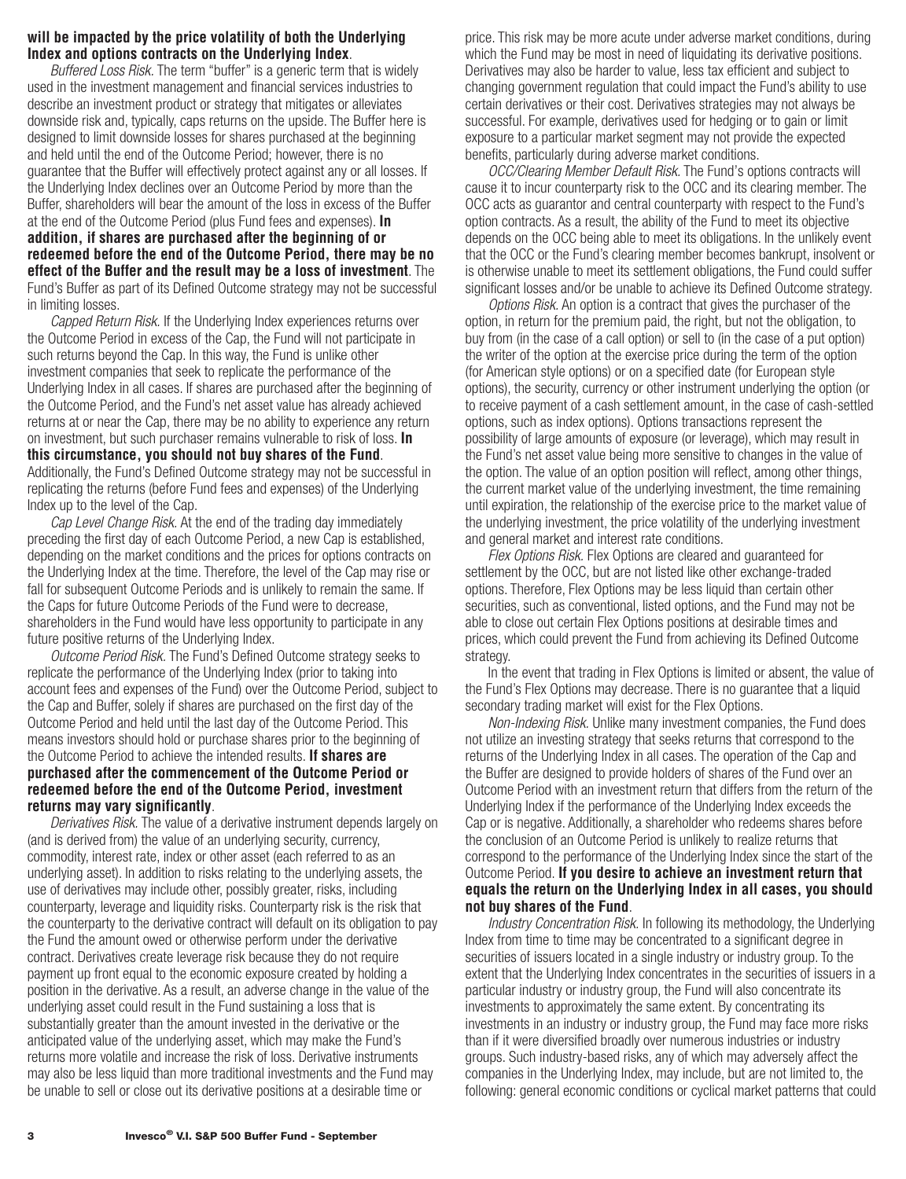**will be impacted by the price volatility of both the Underlying Index and options contracts on the Underlying Index**.

*Buffered Loss Risk.* The term "buffer" is a generic term that is widely used in the investment management and financial services industries to describe an investment product or strategy that mitigates or alleviates downside risk and, typically, caps returns on the upside. The Buffer here is designed to limit downside losses for shares purchased at the beginning and held until the end of the Outcome Period; however, there is no guarantee that the Buffer will effectively protect against any or all losses. If the Underlying Index declines over an Outcome Period by more than the Buffer, shareholders will bear the amount of the loss in excess of the Buffer at the end of the Outcome Period (plus Fund fees and expenses). **In addition, if shares are purchased after the beginning of or redeemed before the end of the Outcome Period, there may be no effect of the Buffer and the result may be a loss of investment**. The Fund's Buffer as part of its Defined Outcome strategy may not be successful in limiting losses.

*Capped Return Risk.* If the Underlying Index experiences returns over the Outcome Period in excess of the Cap, the Fund will not participate in such returns beyond the Cap. In this way, the Fund is unlike other investment companies that seek to replicate the performance of the Underlying Index in all cases. If shares are purchased after the beginning of the Outcome Period, and the Fund's net asset value has already achieved returns at or near the Cap, there may be no ability to experience any return on investment, but such purchaser remains vulnerable to risk of loss. **In this circumstance, you should not buy shares of the Fund**. Additionally, the Fund's Defined Outcome strategy may not be successful in replicating the returns (before Fund fees and expenses) of the Underlying Index up to the level of the Cap.

*Cap Level Change Risk.* At the end of the trading day immediately preceding the first day of each Outcome Period, a new Cap is established, depending on the market conditions and the prices for options contracts on the Underlying Index at the time. Therefore, the level of the Cap may rise or fall for subsequent Outcome Periods and is unlikely to remain the same. If the Caps for future Outcome Periods of the Fund were to decrease, shareholders in the Fund would have less opportunity to participate in any future positive returns of the Underlying Index.

*Outcome Period Risk.* The Fund's Defined Outcome strategy seeks to replicate the performance of the Underlying Index (prior to taking into account fees and expenses of the Fund) over the Outcome Period, subject to the Cap and Buffer, solely if shares are purchased on the first day of the Outcome Period and held until the last day of the Outcome Period. This means investors should hold or purchase shares prior to the beginning of the Outcome Period to achieve the intended results. **If shares are purchased after the commencement of the Outcome Period or redeemed before the end of the Outcome Period, investment returns may vary significantly**.

*Derivatives Risk.* The value of a derivative instrument depends largely on (and is derived from) the value of an underlying security, currency, commodity, interest rate, index or other asset (each referred to as an underlying asset). In addition to risks relating to the underlying assets, the use of derivatives may include other, possibly greater, risks, including counterparty, leverage and liquidity risks. Counterparty risk is the risk that the counterparty to the derivative contract will default on its obligation to pay the Fund the amount owed or otherwise perform under the derivative contract. Derivatives create leverage risk because they do not require payment up front equal to the economic exposure created by holding a position in the derivative. As a result, an adverse change in the value of the underlying asset could result in the Fund sustaining a loss that is substantially greater than the amount invested in the derivative or the anticipated value of the underlying asset, which may make the Fund's returns more volatile and increase the risk of loss. Derivative instruments may also be less liquid than more traditional investments and the Fund may be unable to sell or close out its derivative positions at a desirable time or price. This risk may be more acute under adverse market conditions, during which the Fund may be most in need of liquidating its derivative positions. Derivatives may also be harder to value, less tax efficient and subject to changing government regulation that could impact the Fund's ability to use certain derivatives or their cost. Derivatives strategies may not always be successful. For example, derivatives used for hedging or to gain or limit exposure to a particular market segment may not provide the expected benefits, particularly during adverse market conditions.

*OCC/Clearing Member Default Risk.* The Fund's options contracts will cause it to incur counterparty risk to the OCC and its clearing member. The OCC acts as guarantor and central counterparty with respect to the Fund's option contracts. As a result, the ability of the Fund to meet its objective depends on the OCC being able to meet its obligations. In the unlikely event that the OCC or the Fund's clearing member becomes bankrupt, insolvent or is otherwise unable to meet its settlement obligations, the Fund could suffer significant losses and/or be unable to achieve its Defined Outcome strategy.

*Options Risk.* An option is a contract that gives the purchaser of the option, in return for the premium paid, the right, but not the obligation, to buy from (in the case of a call option) or sell to (in the case of a put option) the writer of the option at the exercise price during the term of the option (for American style options) or on a specified date (for European style options), the security, currency or other instrument underlying the option (or to receive payment of a cash settlement amount, in the case of cash-settled options, such as index options). Options transactions represent the possibility of large amounts of exposure (or leverage), which may result in the Fund's net asset value being more sensitive to changes in the value of the option. The value of an option position will reflect, among other things, the current market value of the underlying investment, the time remaining until expiration, the relationship of the exercise price to the market value of the underlying investment, the price volatility of the underlying investment and general market and interest rate conditions.

*Flex Options Risk.* Flex Options are cleared and guaranteed for settlement by the OCC, but are not listed like other exchange-traded options. Therefore, Flex Options may be less liquid than certain other securities, such as conventional, listed options, and the Fund may not be able to close out certain Flex Options positions at desirable times and prices, which could prevent the Fund from achieving its Defined Outcome strategy.

In the event that trading in Flex Options is limited or absent, the value of the Fund's Flex Options may decrease. There is no guarantee that a liquid secondary trading market will exist for the Flex Options.

*Non-Indexing Risk.* Unlike many investment companies, the Fund does not utilize an investing strategy that seeks returns that correspond to the returns of the Underlying Index in all cases. The operation of the Cap and the Buffer are designed to provide holders of shares of the Fund over an Outcome Period with an investment return that differs from the return of the Underlying Index if the performance of the Underlying Index exceeds the Cap or is negative. Additionally, a shareholder who redeems shares before the conclusion of an Outcome Period is unlikely to realize returns that correspond to the performance of the Underlying Index since the start of the Outcome Period. **If you desire to achieve an investment return that equals the return on the Underlying Index in all cases, you should not buy shares of the Fund**.

*Industry Concentration Risk.* In following its methodology, the Underlying Index from time to time may be concentrated to a significant degree in securities of issuers located in a single industry or industry group. To the extent that the Underlying Index concentrates in the securities of issuers in a particular industry or industry group, the Fund will also concentrate its investments to approximately the same extent. By concentrating its investments in an industry or industry group, the Fund may face more risks than if it were diversified broadly over numerous industries or industry groups. Such industry-based risks, any of which may adversely affect the companies in the Underlying Index, may include, but are not limited to, the following: general economic conditions or cyclical market patterns that could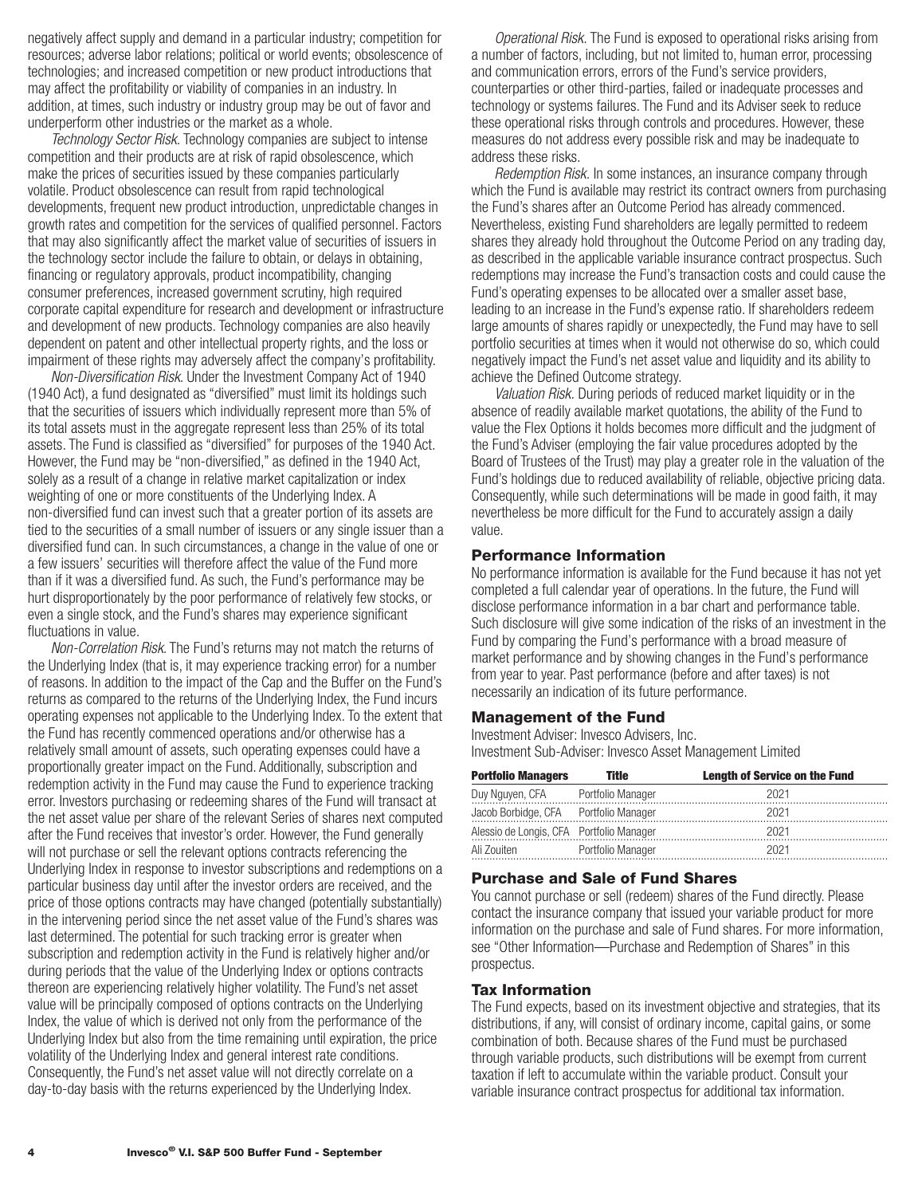negatively affect supply and demand in a particular industry; competition for resources; adverse labor relations; political or world events; obsolescence of technologies; and increased competition or new product introductions that may affect the profitability or viability of companies in an industry. In addition, at times, such industry or industry group may be out of favor and underperform other industries or the market as a whole.

*Technology Sector Risk.* Technology companies are subject to intense competition and their products are at risk of rapid obsolescence, which make the prices of securities issued by these companies particularly volatile. Product obsolescence can result from rapid technological developments, frequent new product introduction, unpredictable changes in growth rates and competition for the services of qualified personnel. Factors that may also significantly affect the market value of securities of issuers in the technology sector include the failure to obtain, or delays in obtaining, financing or regulatory approvals, product incompatibility, changing consumer preferences, increased government scrutiny, high required corporate capital expenditure for research and development or infrastructure and development of new products. Technology companies are also heavily dependent on patent and other intellectual property rights, and the loss or impairment of these rights may adversely affect the company's profitability.

*Non-Diversification Risk.* Under the Investment Company Act of 1940 (1940 Act), a fund designated as "diversified" must limit its holdings such that the securities of issuers which individually represent more than 5% of its total assets must in the aggregate represent less than 25% of its total assets. The Fund is classified as "diversified" for purposes of the 1940 Act. However, the Fund may be "non-diversified," as defined in the 1940 Act, solely as a result of a change in relative market capitalization or index weighting of one or more constituents of the Underlying Index. A non-diversified fund can invest such that a greater portion of its assets are tied to the securities of a small number of issuers or any single issuer than a diversified fund can. In such circumstances, a change in the value of one or a few issuers' securities will therefore affect the value of the Fund more than if it was a diversified fund. As such, the Fund's performance may be hurt disproportionately by the poor performance of relatively few stocks, or even a single stock, and the Fund's shares may experience significant fluctuations in value.

*Non-Correlation Risk.* The Fund's returns may not match the returns of the Underlying Index (that is, it may experience tracking error) for a number of reasons. In addition to the impact of the Cap and the Buffer on the Fund's returns as compared to the returns of the Underlying Index, the Fund incurs operating expenses not applicable to the Underlying Index. To the extent that the Fund has recently commenced operations and/or otherwise has a relatively small amount of assets, such operating expenses could have a proportionally greater impact on the Fund. Additionally, subscription and redemption activity in the Fund may cause the Fund to experience tracking error. Investors purchasing or redeeming shares of the Fund will transact at the net asset value per share of the relevant Series of shares next computed after the Fund receives that investor's order. However, the Fund generally will not purchase or sell the relevant options contracts referencing the Underlying Index in response to investor subscriptions and redemptions on a particular business day until after the investor orders are received, and the price of those options contracts may have changed (potentially substantially) in the intervening period since the net asset value of the Fund's shares was last determined. The potential for such tracking error is greater when subscription and redemption activity in the Fund is relatively higher and/or during periods that the value of the Underlying Index or options contracts thereon are experiencing relatively higher volatility. The Fund's net asset value will be principally composed of options contracts on the Underlying Index, the value of which is derived not only from the performance of the Underlying Index but also from the time remaining until expiration, the price volatility of the Underlying Index and general interest rate conditions. Consequently, the Fund's net asset value will not directly correlate on a day-to-day basis with the returns experienced by the Underlying Index.

*Operational Risk.* The Fund is exposed to operational risks arising from a number of factors, including, but not limited to, human error, processing and communication errors, errors of the Fund's service providers, counterparties or other third-parties, failed or inadequate processes and technology or systems failures. The Fund and its Adviser seek to reduce these operational risks through controls and procedures. However, these measures do not address every possible risk and may be inadequate to address these risks.

*Redemption Risk.* In some instances, an insurance company through which the Fund is available may restrict its contract owners from purchasing the Fund's shares after an Outcome Period has already commenced. Nevertheless, existing Fund shareholders are legally permitted to redeem shares they already hold throughout the Outcome Period on any trading day, as described in the applicable variable insurance contract prospectus. Such redemptions may increase the Fund's transaction costs and could cause the Fund's operating expenses to be allocated over a smaller asset base, leading to an increase in the Fund's expense ratio. If shareholders redeem large amounts of shares rapidly or unexpectedly, the Fund may have to sell portfolio securities at times when it would not otherwise do so, which could negatively impact the Fund's net asset value and liquidity and its ability to achieve the Defined Outcome strategy.

*Valuation Risk.* During periods of reduced market liquidity or in the absence of readily available market quotations, the ability of the Fund to value the Flex Options it holds becomes more difficult and the judgment of the Fund's Adviser (employing the fair value procedures adopted by the Board of Trustees of the Trust) may play a greater role in the valuation of the Fund's holdings due to reduced availability of reliable, objective pricing data. Consequently, while such determinations will be made in good faith, it may nevertheless be more difficult for the Fund to accurately assign a daily value.

## Performance Information

No performance information is available for the Fund because it has not yet completed a full calendar year of operations. In the future, the Fund will disclose performance information in a bar chart and performance table. Such disclosure will give some indication of the risks of an investment in the Fund by comparing the Fund's performance with a broad measure of market performance and by showing changes in the Fund's performance from year to year. Past performance (before and after taxes) is not necessarily an indication of its future performance.

## Management of the Fund

Investment Adviser: Invesco Advisers, Inc.
Investment Sub-Adviser: Invesco Asset Management Limited

| Portfolio Managers | Title | Length of Service on the Fund |
|---|---|---|
| Duy Nguyen, CFA | Portfolio Manager | 2021 |
| Jacob Borbidge, CFA | Portfolio Manager | 2021 |
| Alessio de Longis, CFA | Portfolio Manager | 2021 |
| Ali Zouiten | Portfolio Manager | 2021 |

## Purchase and Sale of Fund Shares

You cannot purchase or sell (redeem) shares of the Fund directly. Please contact the insurance company that issued your variable product for more information on the purchase and sale of Fund shares. For more information, see "Other Information—Purchase and Redemption of Shares" in this prospectus.

## Tax Information

The Fund expects, based on its investment objective and strategies, that its distributions, if any, will consist of ordinary income, capital gains, or some combination of both. Because shares of the Fund must be purchased through variable products, such distributions will be exempt from current taxation if left to accumulate within the variable product. Consult your variable insurance contract prospectus for additional tax information.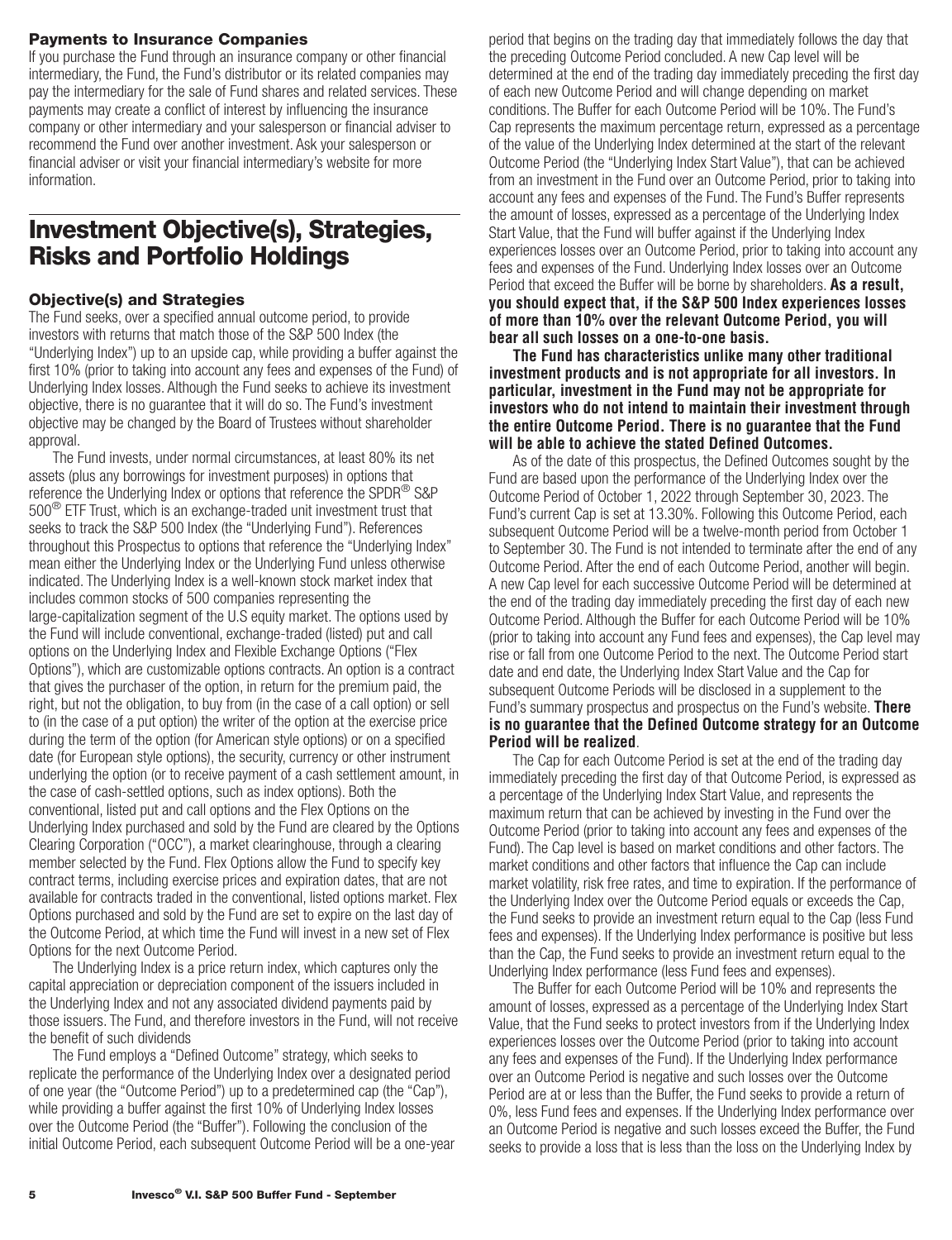### Payments to Insurance Companies

If you purchase the Fund through an insurance company or other financial intermediary, the Fund, the Fund's distributor or its related companies may pay the intermediary for the sale of Fund shares and related services. These payments may create a conflict of interest by influencing the insurance company or other intermediary and your salesperson or financial adviser to recommend the Fund over another investment. Ask your salesperson or financial adviser or visit your financial intermediary's website for more information.

## Investment Objective(s), Strategies, Risks and Portfolio Holdings

### Objective(s) and Strategies

The Fund seeks, over a specified annual outcome period, to provide investors with returns that match those of the S&P 500 Index (the "Underlying Index") up to an upside cap, while providing a buffer against the first 10% (prior to taking into account any fees and expenses of the Fund) of Underlying Index losses. Although the Fund seeks to achieve its investment objective, there is no guarantee that it will do so. The Fund's investment objective may be changed by the Board of Trustees without shareholder approval.

The Fund invests, under normal circumstances, at least 80% its net assets (plus any borrowings for investment purposes) in options that reference the Underlying Index or options that reference the SPDR® S&P 500® ETF Trust, which is an exchange-traded unit investment trust that seeks to track the S&P 500 Index (the "Underlying Fund"). References throughout this Prospectus to options that reference the "Underlying Index" mean either the Underlying Index or the Underlying Fund unless otherwise indicated. The Underlying Index is a well-known stock market index that includes common stocks of 500 companies representing the large-capitalization segment of the U.S equity market. The options used by the Fund will include conventional, exchange-traded (listed) put and call options on the Underlying Index and Flexible Exchange Options ("Flex Options"), which are customizable options contracts. An option is a contract that gives the purchaser of the option, in return for the premium paid, the right, but not the obligation, to buy from (in the case of a call option) or sell to (in the case of a put option) the writer of the option at the exercise price during the term of the option (for American style options) or on a specified date (for European style options), the security, currency or other instrument underlying the option (or to receive payment of a cash settlement amount, in the case of cash-settled options, such as index options). Both the conventional, listed put and call options and the Flex Options on the Underlying Index purchased and sold by the Fund are cleared by the Options Clearing Corporation ("OCC"), a market clearinghouse, through a clearing member selected by the Fund. Flex Options allow the Fund to specify key contract terms, including exercise prices and expiration dates, that are not available for contracts traded in the conventional, listed options market. Flex Options purchased and sold by the Fund are set to expire on the last day of the Outcome Period, at which time the Fund will invest in a new set of Flex Options for the next Outcome Period.

The Underlying Index is a price return index, which captures only the capital appreciation or depreciation component of the issuers included in the Underlying Index and not any associated dividend payments paid by those issuers. The Fund, and therefore investors in the Fund, will not receive the benefit of such dividends

The Fund employs a "Defined Outcome" strategy, which seeks to replicate the performance of the Underlying Index over a designated period of one year (the "Outcome Period") up to a predetermined cap (the "Cap"), while providing a buffer against the first 10% of Underlying Index losses over the Outcome Period (the "Buffer"). Following the conclusion of the initial Outcome Period, each subsequent Outcome Period will be a one-year period that begins on the trading day that immediately follows the day that the preceding Outcome Period concluded. A new Cap level will be determined at the end of the trading day immediately preceding the first day of each new Outcome Period and will change depending on market conditions. The Buffer for each Outcome Period will be 10%. The Fund's Cap represents the maximum percentage return, expressed as a percentage of the value of the Underlying Index determined at the start of the relevant Outcome Period (the "Underlying Index Start Value"), that can be achieved from an investment in the Fund over an Outcome Period, prior to taking into account any fees and expenses of the Fund. The Fund's Buffer represents the amount of losses, expressed as a percentage of the Underlying Index Start Value, that the Fund will buffer against if the Underlying Index experiences losses over an Outcome Period, prior to taking into account any fees and expenses of the Fund. Underlying Index losses over an Outcome Period that exceed the Buffer will be borne by shareholders. **As a result, you should expect that, if the S&P 500 Index experiences losses of more than 10% over the relevant Outcome Period, you will bear all such losses on a one-to-one basis.**

**The Fund has characteristics unlike many other traditional investment products and is not appropriate for all investors. In particular, investment in the Fund may not be appropriate for investors who do not intend to maintain their investment through the entire Outcome Period. There is no guarantee that the Fund will be able to achieve the stated Defined Outcomes.**

As of the date of this prospectus, the Defined Outcomes sought by the Fund are based upon the performance of the Underlying Index over the Outcome Period of October 1, 2022 through September 30, 2023. The Fund's current Cap is set at 13.30%. Following this Outcome Period, each subsequent Outcome Period will be a twelve-month period from October 1 to September 30. The Fund is not intended to terminate after the end of any Outcome Period. After the end of each Outcome Period, another will begin. A new Cap level for each successive Outcome Period will be determined at the end of the trading day immediately preceding the first day of each new Outcome Period. Although the Buffer for each Outcome Period will be 10% (prior to taking into account any Fund fees and expenses), the Cap level may rise or fall from one Outcome Period to the next. The Outcome Period start date and end date, the Underlying Index Start Value and the Cap for subsequent Outcome Periods will be disclosed in a supplement to the Fund's summary prospectus and prospectus on the Fund's website. **There is no guarantee that the Defined Outcome strategy for an Outcome Period will be realized**.

The Cap for each Outcome Period is set at the end of the trading day immediately preceding the first day of that Outcome Period, is expressed as a percentage of the Underlying Index Start Value, and represents the maximum return that can be achieved by investing in the Fund over the Outcome Period (prior to taking into account any fees and expenses of the Fund). The Cap level is based on market conditions and other factors. The market conditions and other factors that influence the Cap can include market volatility, risk free rates, and time to expiration. If the performance of the Underlying Index over the Outcome Period equals or exceeds the Cap, the Fund seeks to provide an investment return equal to the Cap (less Fund fees and expenses). If the Underlying Index performance is positive but less than the Cap, the Fund seeks to provide an investment return equal to the Underlying Index performance (less Fund fees and expenses).

The Buffer for each Outcome Period will be 10% and represents the amount of losses, expressed as a percentage of the Underlying Index Start Value, that the Fund seeks to protect investors from if the Underlying Index experiences losses over the Outcome Period (prior to taking into account any fees and expenses of the Fund). If the Underlying Index performance over an Outcome Period is negative and such losses over the Outcome Period are at or less than the Buffer, the Fund seeks to provide a return of 0%, less Fund fees and expenses. If the Underlying Index performance over an Outcome Period is negative and such losses exceed the Buffer, the Fund seeks to provide a loss that is less than the loss on the Underlying Index by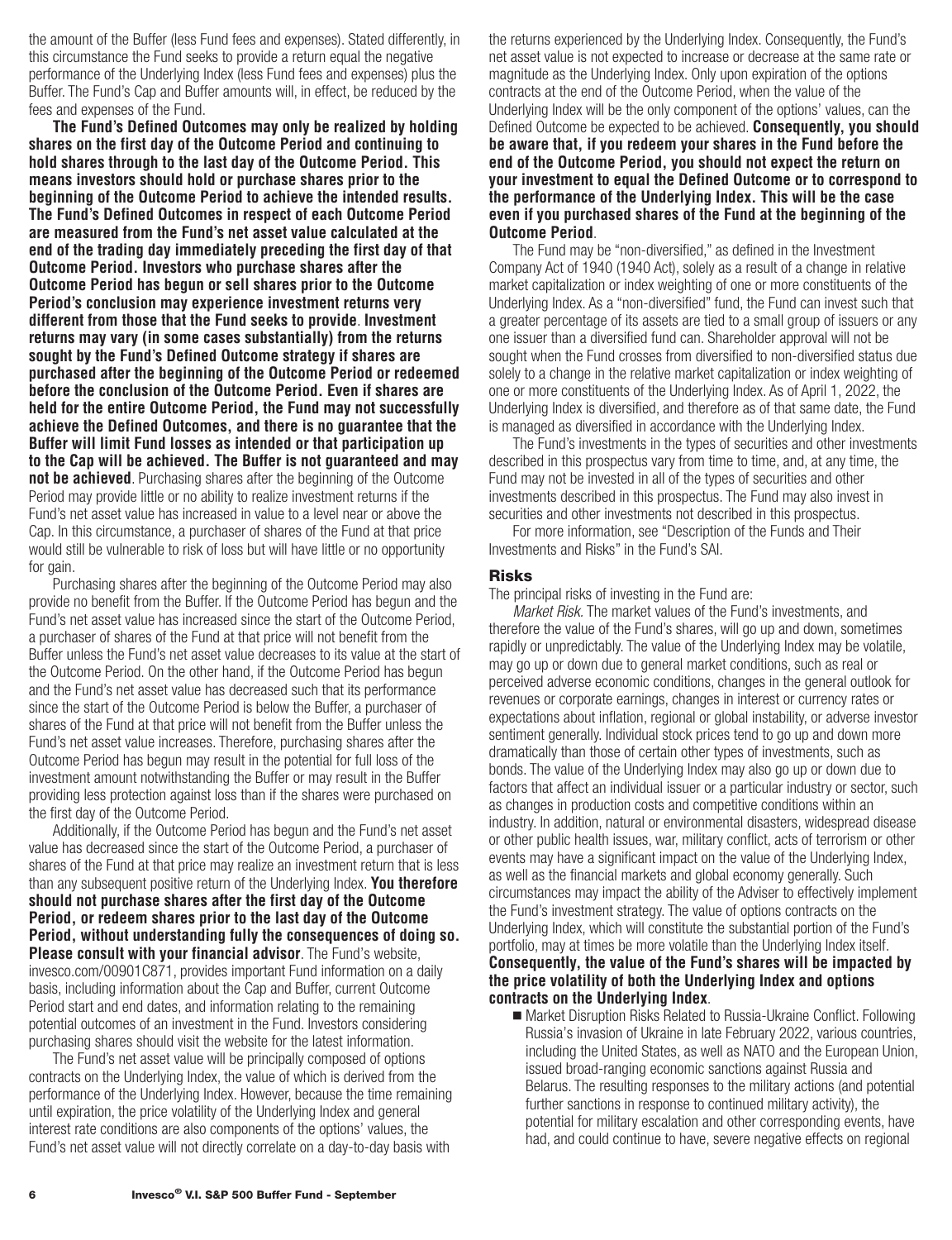the amount of the Buffer (less Fund fees and expenses). Stated differently, in this circumstance the Fund seeks to provide a return equal the negative performance of the Underlying Index (less Fund fees and expenses) plus the Buffer. The Fund's Cap and Buffer amounts will, in effect, be reduced by the fees and expenses of the Fund.

**The Fund's Defined Outcomes may only be realized by holding shares on the first day of the Outcome Period and continuing to hold shares through to the last day of the Outcome Period. This means investors should hold or purchase shares prior to the beginning of the Outcome Period to achieve the intended results. The Fund's Defined Outcomes in respect of each Outcome Period are measured from the Fund's net asset value calculated at the end of the trading day immediately preceding the first day of that Outcome Period. Investors who purchase shares after the Outcome Period has begun or sell shares prior to the Outcome Period's conclusion may experience investment returns very different from those that the Fund seeks to provide**. **Investment returns may vary (in some cases substantially) from the returns sought by the Fund's Defined Outcome strategy if shares are purchased after the beginning of the Outcome Period or redeemed before the conclusion of the Outcome Period. Even if shares are held for the entire Outcome Period, the Fund may not successfully achieve the Defined Outcomes, and there is no guarantee that the Buffer will limit Fund losses as intended or that participation up to the Cap will be achieved. The Buffer is not guaranteed and may not be achieved**. Purchasing shares after the beginning of the Outcome Period may provide little or no ability to realize investment returns if the Fund's net asset value has increased in value to a level near or above the Cap. In this circumstance, a purchaser of shares of the Fund at that price would still be vulnerable to risk of loss but will have little or no opportunity for gain.

Purchasing shares after the beginning of the Outcome Period may also provide no benefit from the Buffer. If the Outcome Period has begun and the Fund's net asset value has increased since the start of the Outcome Period, a purchaser of shares of the Fund at that price will not benefit from the Buffer unless the Fund's net asset value decreases to its value at the start of the Outcome Period. On the other hand, if the Outcome Period has begun and the Fund's net asset value has decreased such that its performance since the start of the Outcome Period is below the Buffer, a purchaser of shares of the Fund at that price will not benefit from the Buffer unless the Fund's net asset value increases. Therefore, purchasing shares after the Outcome Period has begun may result in the potential for full loss of the investment amount notwithstanding the Buffer or may result in the Buffer providing less protection against loss than if the shares were purchased on the first day of the Outcome Period.

Additionally, if the Outcome Period has begun and the Fund's net asset value has decreased since the start of the Outcome Period, a purchaser of shares of the Fund at that price may realize an investment return that is less than any subsequent positive return of the Underlying Index. **You therefore should not purchase shares after the first day of the Outcome Period, or redeem shares prior to the last day of the Outcome Period, without understanding fully the consequences of doing so. Please consult with your financial advisor**. The Fund's website, invesco.com/00901C871, provides important Fund information on a daily basis, including information about the Cap and Buffer, current Outcome Period start and end dates, and information relating to the remaining potential outcomes of an investment in the Fund. Investors considering purchasing shares should visit the website for the latest information.

The Fund's net asset value will be principally composed of options contracts on the Underlying Index, the value of which is derived from the performance of the Underlying Index. However, because the time remaining until expiration, the price volatility of the Underlying Index and general interest rate conditions are also components of the options' values, the Fund's net asset value will not directly correlate on a day-to-day basis with the returns experienced by the Underlying Index. Consequently, the Fund's net asset value is not expected to increase or decrease at the same rate or magnitude as the Underlying Index. Only upon expiration of the options contracts at the end of the Outcome Period, when the value of the Underlying Index will be the only component of the options' values, can the Defined Outcome be expected to be achieved. **Consequently, you should be aware that, if you redeem your shares in the Fund before the end of the Outcome Period, you should not expect the return on your investment to equal the Defined Outcome or to correspond to the performance of the Underlying Index. This will be the case even if you purchased shares of the Fund at the beginning of the Outcome Period**.

The Fund may be "non-diversified," as defined in the Investment Company Act of 1940 (1940 Act), solely as a result of a change in relative market capitalization or index weighting of one or more constituents of the Underlying Index. As a "non-diversified" fund, the Fund can invest such that a greater percentage of its assets are tied to a small group of issuers or any one issuer than a diversified fund can. Shareholder approval will not be sought when the Fund crosses from diversified to non-diversified status due solely to a change in the relative market capitalization or index weighting of one or more constituents of the Underlying Index. As of April 1, 2022, the Underlying Index is diversified, and therefore as of that same date, the Fund is managed as diversified in accordance with the Underlying Index.

The Fund's investments in the types of securities and other investments described in this prospectus vary from time to time, and, at any time, the Fund may not be invested in all of the types of securities and other investments described in this prospectus. The Fund may also invest in securities and other investments not described in this prospectus.

For more information, see "Description of the Funds and Their Investments and Risks" in the Fund's SAI.

## Risks

The principal risks of investing in the Fund are:

*Market Risk.* The market values of the Fund's investments, and therefore the value of the Fund's shares, will go up and down, sometimes rapidly or unpredictably. The value of the Underlying Index may be volatile, may go up or down due to general market conditions, such as real or perceived adverse economic conditions, changes in the general outlook for revenues or corporate earnings, changes in interest or currency rates or expectations about inflation, regional or global instability, or adverse investor sentiment generally. Individual stock prices tend to go up and down more dramatically than those of certain other types of investments, such as bonds. The value of the Underlying Index may also go up or down due to factors that affect an individual issuer or a particular industry or sector, such as changes in production costs and competitive conditions within an industry. In addition, natural or environmental disasters, widespread disease or other public health issues, war, military conflict, acts of terrorism or other events may have a significant impact on the value of the Underlying Index, as well as the financial markets and global economy generally. Such circumstances may impact the ability of the Adviser to effectively implement the Fund's investment strategy. The value of options contracts on the Underlying Index, which will constitute the substantial portion of the Fund's portfolio, may at times be more volatile than the Underlying Index itself. **Consequently, the value of the Fund's shares will be impacted by the price volatility of both the Underlying Index and options contracts on the Underlying Index**.

- Market Disruption Risks Related to Russia-Ukraine Conflict. Following Russia's invasion of Ukraine in late February 2022, various countries, including the United States, as well as NATO and the European Union, issued broad-ranging economic sanctions against Russia and Belarus. The resulting responses to the military actions (and potential further sanctions in response to continued military activity), the potential for military escalation and other corresponding events, have had, and could continue to have, severe negative effects on regional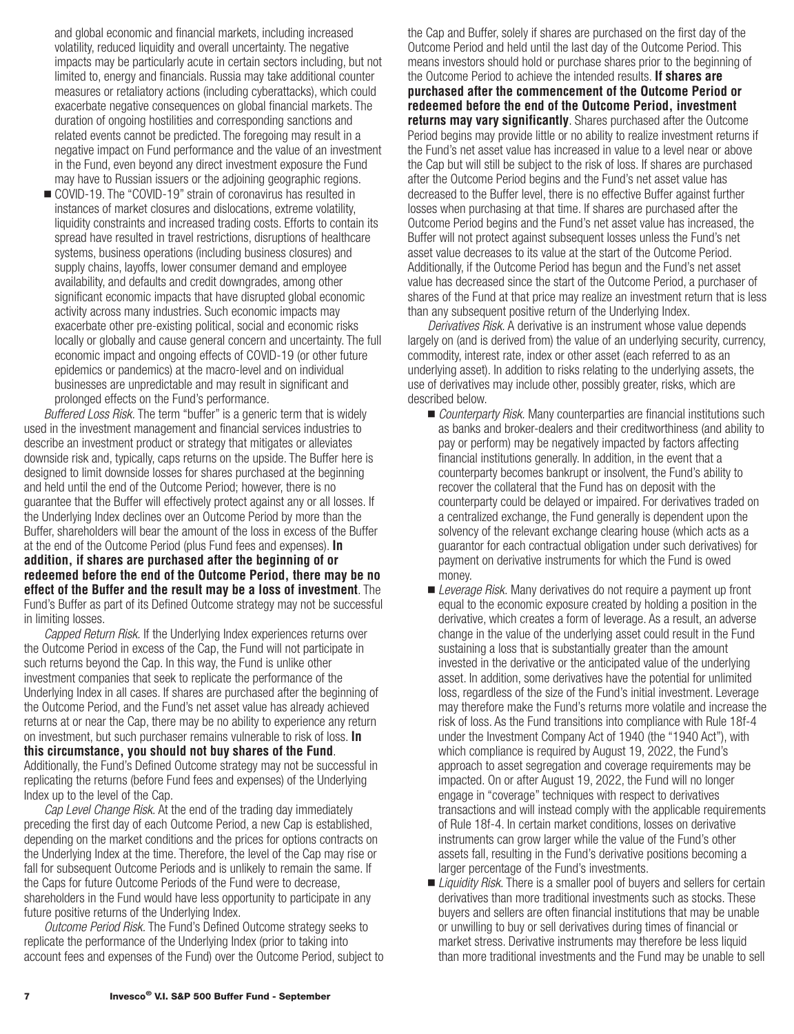and global economic and financial markets, including increased volatility, reduced liquidity and overall uncertainty. The negative impacts may be particularly acute in certain sectors including, but not limited to, energy and financials. Russia may take additional counter measures or retaliatory actions (including cyberattacks), which could exacerbate negative consequences on global financial markets. The duration of ongoing hostilities and corresponding sanctions and related events cannot be predicted. The foregoing may result in a negative impact on Fund performance and the value of an investment in the Fund, even beyond any direct investment exposure the Fund may have to Russian issuers or the adjoining geographic regions.

- COVID-19. The "COVID-19" strain of coronavirus has resulted in instances of market closures and dislocations, extreme volatility, liquidity constraints and increased trading costs. Efforts to contain its spread have resulted in travel restrictions, disruptions of healthcare systems, business operations (including business closures) and supply chains, layoffs, lower consumer demand and employee availability, and defaults and credit downgrades, among other significant economic impacts that have disrupted global economic activity across many industries. Such economic impacts may exacerbate other pre-existing political, social and economic risks locally or globally and cause general concern and uncertainty. The full economic impact and ongoing effects of COVID-19 (or other future epidemics or pandemics) at the macro-level and on individual businesses are unpredictable and may result in significant and prolonged effects on the Fund's performance.

*Buffered Loss Risk.* The term "buffer" is a generic term that is widely used in the investment management and financial services industries to describe an investment product or strategy that mitigates or alleviates downside risk and, typically, caps returns on the upside. The Buffer here is designed to limit downside losses for shares purchased at the beginning and held until the end of the Outcome Period; however, there is no guarantee that the Buffer will effectively protect against any or all losses. If the Underlying Index declines over an Outcome Period by more than the Buffer, shareholders will bear the amount of the loss in excess of the Buffer at the end of the Outcome Period (plus Fund fees and expenses). **In addition, if shares are purchased after the beginning of or redeemed before the end of the Outcome Period, there may be no effect of the Buffer and the result may be a loss of investment**. The Fund's Buffer as part of its Defined Outcome strategy may not be successful in limiting losses.

*Capped Return Risk.* If the Underlying Index experiences returns over the Outcome Period in excess of the Cap, the Fund will not participate in such returns beyond the Cap. In this way, the Fund is unlike other investment companies that seek to replicate the performance of the Underlying Index in all cases. If shares are purchased after the beginning of the Outcome Period, and the Fund's net asset value has already achieved returns at or near the Cap, there may be no ability to experience any return on investment, but such purchaser remains vulnerable to risk of loss. **In this circumstance, you should not buy shares of the Fund**. Additionally, the Fund's Defined Outcome strategy may not be successful in replicating the returns (before Fund fees and expenses) of the Underlying Index up to the level of the Cap.

*Cap Level Change Risk.* At the end of the trading day immediately preceding the first day of each Outcome Period, a new Cap is established, depending on the market conditions and the prices for options contracts on the Underlying Index at the time. Therefore, the level of the Cap may rise or fall for subsequent Outcome Periods and is unlikely to remain the same. If the Caps for future Outcome Periods of the Fund were to decrease, shareholders in the Fund would have less opportunity to participate in any future positive returns of the Underlying Index.

*Outcome Period Risk.* The Fund's Defined Outcome strategy seeks to replicate the performance of the Underlying Index (prior to taking into account fees and expenses of the Fund) over the Outcome Period, subject to the Cap and Buffer, solely if shares are purchased on the first day of the Outcome Period and held until the last day of the Outcome Period. This means investors should hold or purchase shares prior to the beginning of the Outcome Period to achieve the intended results. **If shares are purchased after the commencement of the Outcome Period or redeemed before the end of the Outcome Period, investment returns may vary significantly**. Shares purchased after the Outcome Period begins may provide little or no ability to realize investment returns if the Fund's net asset value has increased in value to a level near or above the Cap but will still be subject to the risk of loss. If shares are purchased after the Outcome Period begins and the Fund's net asset value has decreased to the Buffer level, there is no effective Buffer against further losses when purchasing at that time. If shares are purchased after the Outcome Period begins and the Fund's net asset value has increased, the Buffer will not protect against subsequent losses unless the Fund's net asset value decreases to its value at the start of the Outcome Period. Additionally, if the Outcome Period has begun and the Fund's net asset value has decreased since the start of the Outcome Period, a purchaser of shares of the Fund at that price may realize an investment return that is less than any subsequent positive return of the Underlying Index.

*Derivatives Risk.* A derivative is an instrument whose value depends largely on (and is derived from) the value of an underlying security, currency, commodity, interest rate, index or other asset (each referred to as an underlying asset). In addition to risks relating to the underlying assets, the use of derivatives may include other, possibly greater, risks, which are described below.

- *Counterparty Risk.* Many counterparties are financial institutions such as banks and broker-dealers and their creditworthiness (and ability to pay or perform) may be negatively impacted by factors affecting financial institutions generally. In addition, in the event that a counterparty becomes bankrupt or insolvent, the Fund's ability to recover the collateral that the Fund has on deposit with the counterparty could be delayed or impaired. For derivatives traded on a centralized exchange, the Fund generally is dependent upon the solvency of the relevant exchange clearing house (which acts as a guarantor for each contractual obligation under such derivatives) for payment on derivative instruments for which the Fund is owed money.
- *Leverage Risk.* Many derivatives do not require a payment up front equal to the economic exposure created by holding a position in the derivative, which creates a form of leverage. As a result, an adverse change in the value of the underlying asset could result in the Fund sustaining a loss that is substantially greater than the amount invested in the derivative or the anticipated value of the underlying asset. In addition, some derivatives have the potential for unlimited loss, regardless of the size of the Fund's initial investment. Leverage may therefore make the Fund's returns more volatile and increase the risk of loss. As the Fund transitions into compliance with Rule 18f-4 under the Investment Company Act of 1940 (the "1940 Act"), with which compliance is required by August 19, 2022, the Fund's approach to asset segregation and coverage requirements may be impacted. On or after August 19, 2022, the Fund will no longer engage in "coverage" techniques with respect to derivatives transactions and will instead comply with the applicable requirements of Rule 18f-4. In certain market conditions, losses on derivative instruments can grow larger while the value of the Fund's other assets fall, resulting in the Fund's derivative positions becoming a larger percentage of the Fund's investments.
- *Liquidity Risk.* There is a smaller pool of buyers and sellers for certain derivatives than more traditional investments such as stocks. These buyers and sellers are often financial institutions that may be unable or unwilling to buy or sell derivatives during times of financial or market stress. Derivative instruments may therefore be less liquid than more traditional investments and the Fund may be unable to sell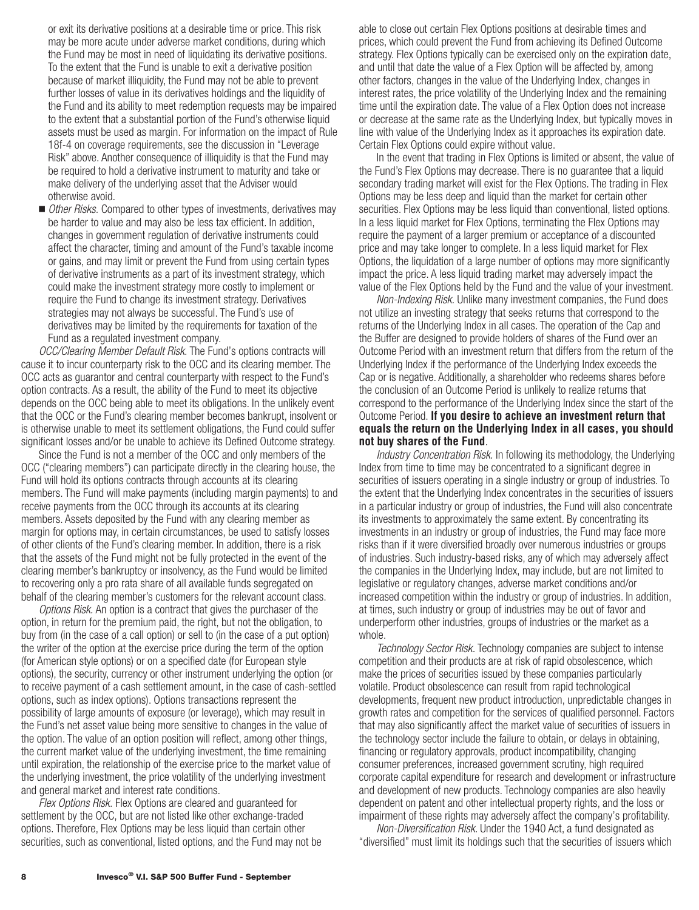or exit its derivative positions at a desirable time or price. This risk may be more acute under adverse market conditions, during which the Fund may be most in need of liquidating its derivative positions. To the extent that the Fund is unable to exit a derivative position because of market illiquidity, the Fund may not be able to prevent further losses of value in its derivatives holdings and the liquidity of the Fund and its ability to meet redemption requests may be impaired to the extent that a substantial portion of the Fund's otherwise liquid assets must be used as margin. For information on the impact of Rule 18f-4 on coverage requirements, see the discussion in "Leverage Risk" above. Another consequence of illiquidity is that the Fund may be required to hold a derivative instrument to maturity and take or make delivery of the underlying asset that the Adviser would otherwise avoid.

- *Other Risks*. Compared to other types of investments, derivatives may be harder to value and may also be less tax efficient. In addition, changes in government regulation of derivative instruments could affect the character, timing and amount of the Fund's taxable income or gains, and may limit or prevent the Fund from using certain types of derivative instruments as a part of its investment strategy, which could make the investment strategy more costly to implement or require the Fund to change its investment strategy. Derivatives strategies may not always be successful. The Fund's use of derivatives may be limited by the requirements for taxation of the Fund as a regulated investment company.

*OCC/Clearing Member Default Risk.* The Fund's options contracts will cause it to incur counterparty risk to the OCC and its clearing member. The OCC acts as guarantor and central counterparty with respect to the Fund's option contracts. As a result, the ability of the Fund to meet its objective depends on the OCC being able to meet its obligations. In the unlikely event that the OCC or the Fund's clearing member becomes bankrupt, insolvent or is otherwise unable to meet its settlement obligations, the Fund could suffer significant losses and/or be unable to achieve its Defined Outcome strategy.

Since the Fund is not a member of the OCC and only members of the OCC ("clearing members") can participate directly in the clearing house, the Fund will hold its options contracts through accounts at its clearing members. The Fund will make payments (including margin payments) to and receive payments from the OCC through its accounts at its clearing members. Assets deposited by the Fund with any clearing member as margin for options may, in certain circumstances, be used to satisfy losses of other clients of the Fund's clearing member. In addition, there is a risk that the assets of the Fund might not be fully protected in the event of the clearing member's bankruptcy or insolvency, as the Fund would be limited to recovering only a pro rata share of all available funds segregated on behalf of the clearing member's customers for the relevant account class.

*Options Risk.* An option is a contract that gives the purchaser of the option, in return for the premium paid, the right, but not the obligation, to buy from (in the case of a call option) or sell to (in the case of a put option) the writer of the option at the exercise price during the term of the option (for American style options) or on a specified date (for European style options), the security, currency or other instrument underlying the option (or to receive payment of a cash settlement amount, in the case of cash-settled options, such as index options). Options transactions represent the possibility of large amounts of exposure (or leverage), which may result in the Fund's net asset value being more sensitive to changes in the value of the option. The value of an option position will reflect, among other things, the current market value of the underlying investment, the time remaining until expiration, the relationship of the exercise price to the market value of the underlying investment, the price volatility of the underlying investment and general market and interest rate conditions.

*Flex Options Risk.* Flex Options are cleared and guaranteed for settlement by the OCC, but are not listed like other exchange-traded options. Therefore, Flex Options may be less liquid than certain other securities, such as conventional, listed options, and the Fund may not be able to close out certain Flex Options positions at desirable times and prices, which could prevent the Fund from achieving its Defined Outcome strategy. Flex Options typically can be exercised only on the expiration date, and until that date the value of a Flex Option will be affected by, among other factors, changes in the value of the Underlying Index, changes in interest rates, the price volatility of the Underlying Index and the remaining time until the expiration date. The value of a Flex Option does not increase or decrease at the same rate as the Underlying Index, but typically moves in line with value of the Underlying Index as it approaches its expiration date. Certain Flex Options could expire without value.

In the event that trading in Flex Options is limited or absent, the value of the Fund's Flex Options may decrease. There is no guarantee that a liquid secondary trading market will exist for the Flex Options. The trading in Flex Options may be less deep and liquid than the market for certain other securities. Flex Options may be less liquid than conventional, listed options. In a less liquid market for Flex Options, terminating the Flex Options may require the payment of a larger premium or acceptance of a discounted price and may take longer to complete. In a less liquid market for Flex Options, the liquidation of a large number of options may more significantly impact the price. A less liquid trading market may adversely impact the value of the Flex Options held by the Fund and the value of your investment.

*Non-Indexing Risk.* Unlike many investment companies, the Fund does not utilize an investing strategy that seeks returns that correspond to the returns of the Underlying Index in all cases. The operation of the Cap and the Buffer are designed to provide holders of shares of the Fund over an Outcome Period with an investment return that differs from the return of the Underlying Index if the performance of the Underlying Index exceeds the Cap or is negative. Additionally, a shareholder who redeems shares before the conclusion of an Outcome Period is unlikely to realize returns that correspond to the performance of the Underlying Index since the start of the Outcome Period. **If you desire to achieve an investment return that equals the return on the Underlying Index in all cases, you should not buy shares of the Fund**.

*Industry Concentration Risk.* In following its methodology, the Underlying Index from time to time may be concentrated to a significant degree in securities of issuers operating in a single industry or group of industries. To the extent that the Underlying Index concentrates in the securities of issuers in a particular industry or group of industries, the Fund will also concentrate its investments to approximately the same extent. By concentrating its investments in an industry or group of industries, the Fund may face more risks than if it were diversified broadly over numerous industries or groups of industries. Such industry-based risks, any of which may adversely affect the companies in the Underlying Index, may include, but are not limited to legislative or regulatory changes, adverse market conditions and/or increased competition within the industry or group of industries. In addition, at times, such industry or group of industries may be out of favor and underperform other industries, groups of industries or the market as a whole.

*Technology Sector Risk.* Technology companies are subject to intense competition and their products are at risk of rapid obsolescence, which make the prices of securities issued by these companies particularly volatile. Product obsolescence can result from rapid technological developments, frequent new product introduction, unpredictable changes in growth rates and competition for the services of qualified personnel. Factors that may also significantly affect the market value of securities of issuers in the technology sector include the failure to obtain, or delays in obtaining, financing or regulatory approvals, product incompatibility, changing consumer preferences, increased government scrutiny, high required corporate capital expenditure for research and development or infrastructure and development of new products. Technology companies are also heavily dependent on patent and other intellectual property rights, and the loss or impairment of these rights may adversely affect the company's profitability.

*Non-Diversification Risk.* Under the 1940 Act, a fund designated as "diversified" must limit its holdings such that the securities of issuers which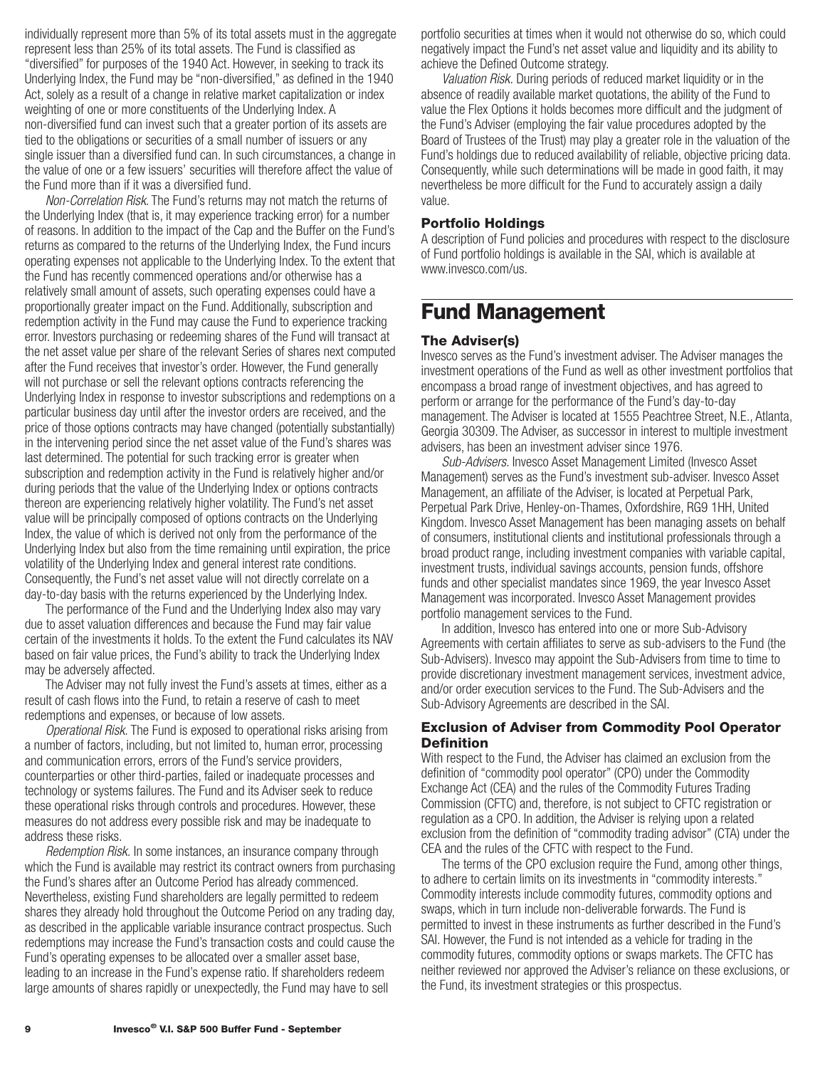individually represent more than 5% of its total assets must in the aggregate represent less than 25% of its total assets. The Fund is classified as "diversified" for purposes of the 1940 Act. However, in seeking to track its Underlying Index, the Fund may be "non-diversified," as defined in the 1940 Act, solely as a result of a change in relative market capitalization or index weighting of one or more constituents of the Underlying Index. A non-diversified fund can invest such that a greater portion of its assets are tied to the obligations or securities of a small number of issuers or any single issuer than a diversified fund can. In such circumstances, a change in the value of one or a few issuers' securities will therefore affect the value of the Fund more than if it was a diversified fund.

*Non-Correlation Risk*. The Fund's returns may not match the returns of the Underlying Index (that is, it may experience tracking error) for a number of reasons. In addition to the impact of the Cap and the Buffer on the Fund's returns as compared to the returns of the Underlying Index, the Fund incurs operating expenses not applicable to the Underlying Index. To the extent that the Fund has recently commenced operations and/or otherwise has a relatively small amount of assets, such operating expenses could have a proportionally greater impact on the Fund. Additionally, subscription and redemption activity in the Fund may cause the Fund to experience tracking error. Investors purchasing or redeeming shares of the Fund will transact at the net asset value per share of the relevant Series of shares next computed after the Fund receives that investor's order. However, the Fund generally will not purchase or sell the relevant options contracts referencing the Underlying Index in response to investor subscriptions and redemptions on a particular business day until after the investor orders are received, and the price of those options contracts may have changed (potentially substantially) in the intervening period since the net asset value of the Fund's shares was last determined. The potential for such tracking error is greater when subscription and redemption activity in the Fund is relatively higher and/or during periods that the value of the Underlying Index or options contracts thereon are experiencing relatively higher volatility. The Fund's net asset value will be principally composed of options contracts on the Underlying Index, the value of which is derived not only from the performance of the Underlying Index but also from the time remaining until expiration, the price volatility of the Underlying Index and general interest rate conditions. Consequently, the Fund's net asset value will not directly correlate on a day-to-day basis with the returns experienced by the Underlying Index.

The performance of the Fund and the Underlying Index also may vary due to asset valuation differences and because the Fund may fair value certain of the investments it holds. To the extent the Fund calculates its NAV based on fair value prices, the Fund's ability to track the Underlying Index may be adversely affected.

The Adviser may not fully invest the Fund's assets at times, either as a result of cash flows into the Fund, to retain a reserve of cash to meet redemptions and expenses, or because of low assets.

*Operational Risk.* The Fund is exposed to operational risks arising from a number of factors, including, but not limited to, human error, processing and communication errors, errors of the Fund's service providers, counterparties or other third-parties, failed or inadequate processes and technology or systems failures. The Fund and its Adviser seek to reduce these operational risks through controls and procedures. However, these measures do not address every possible risk and may be inadequate to address these risks.

*Redemption Risk.* In some instances, an insurance company through which the Fund is available may restrict its contract owners from purchasing the Fund's shares after an Outcome Period has already commenced. Nevertheless, existing Fund shareholders are legally permitted to redeem shares they already hold throughout the Outcome Period on any trading day, as described in the applicable variable insurance contract prospectus. Such redemptions may increase the Fund's transaction costs and could cause the Fund's operating expenses to be allocated over a smaller asset base, leading to an increase in the Fund's expense ratio. If shareholders redeem large amounts of shares rapidly or unexpectedly, the Fund may have to sell portfolio securities at times when it would not otherwise do so, which could negatively impact the Fund's net asset value and liquidity and its ability to achieve the Defined Outcome strategy.

*Valuation Risk.* During periods of reduced market liquidity or in the absence of readily available market quotations, the ability of the Fund to value the Flex Options it holds becomes more difficult and the judgment of the Fund's Adviser (employing the fair value procedures adopted by the Board of Trustees of the Trust) may play a greater role in the valuation of the Fund's holdings due to reduced availability of reliable, objective pricing data. Consequently, while such determinations will be made in good faith, it may nevertheless be more difficult for the Fund to accurately assign a daily value.

### Portfolio Holdings

A description of Fund policies and procedures with respect to the disclosure of Fund portfolio holdings is available in the SAI, which is available at www.invesco.com/us.

## Fund Management

### The Adviser(s)

Invesco serves as the Fund's investment adviser. The Adviser manages the investment operations of the Fund as well as other investment portfolios that encompass a broad range of investment objectives, and has agreed to perform or arrange for the performance of the Fund's day-to-day management. The Adviser is located at 1555 Peachtree Street, N.E., Atlanta, Georgia 30309. The Adviser, as successor in interest to multiple investment advisers, has been an investment adviser since 1976.

*Sub-Advisers.* Invesco Asset Management Limited (Invesco Asset Management) serves as the Fund's investment sub-adviser. Invesco Asset Management, an affiliate of the Adviser, is located at Perpetual Park, Perpetual Park Drive, Henley-on-Thames, Oxfordshire, RG9 1HH, United Kingdom. Invesco Asset Management has been managing assets on behalf of consumers, institutional clients and institutional professionals through a broad product range, including investment companies with variable capital, investment trusts, individual savings accounts, pension funds, offshore funds and other specialist mandates since 1969, the year Invesco Asset Management was incorporated. Invesco Asset Management provides portfolio management services to the Fund.

In addition, Invesco has entered into one or more Sub-Advisory Agreements with certain affiliates to serve as sub-advisers to the Fund (the Sub-Advisers). Invesco may appoint the Sub-Advisers from time to time to provide discretionary investment management services, investment advice, and/or order execution services to the Fund. The Sub-Advisers and the Sub-Advisory Agreements are described in the SAI.

### Exclusion of Adviser from Commodity Pool Operator Definition

With respect to the Fund, the Adviser has claimed an exclusion from the definition of "commodity pool operator" (CPO) under the Commodity Exchange Act (CEA) and the rules of the Commodity Futures Trading Commission (CFTC) and, therefore, is not subject to CFTC registration or regulation as a CPO. In addition, the Adviser is relying upon a related exclusion from the definition of "commodity trading advisor" (CTA) under the CEA and the rules of the CFTC with respect to the Fund.

The terms of the CPO exclusion require the Fund, among other things, to adhere to certain limits on its investments in "commodity interests." Commodity interests include commodity futures, commodity options and swaps, which in turn include non-deliverable forwards. The Fund is permitted to invest in these instruments as further described in the Fund's SAI. However, the Fund is not intended as a vehicle for trading in the commodity futures, commodity options or swaps markets. The CFTC has neither reviewed nor approved the Adviser's reliance on these exclusions, or the Fund, its investment strategies or this prospectus.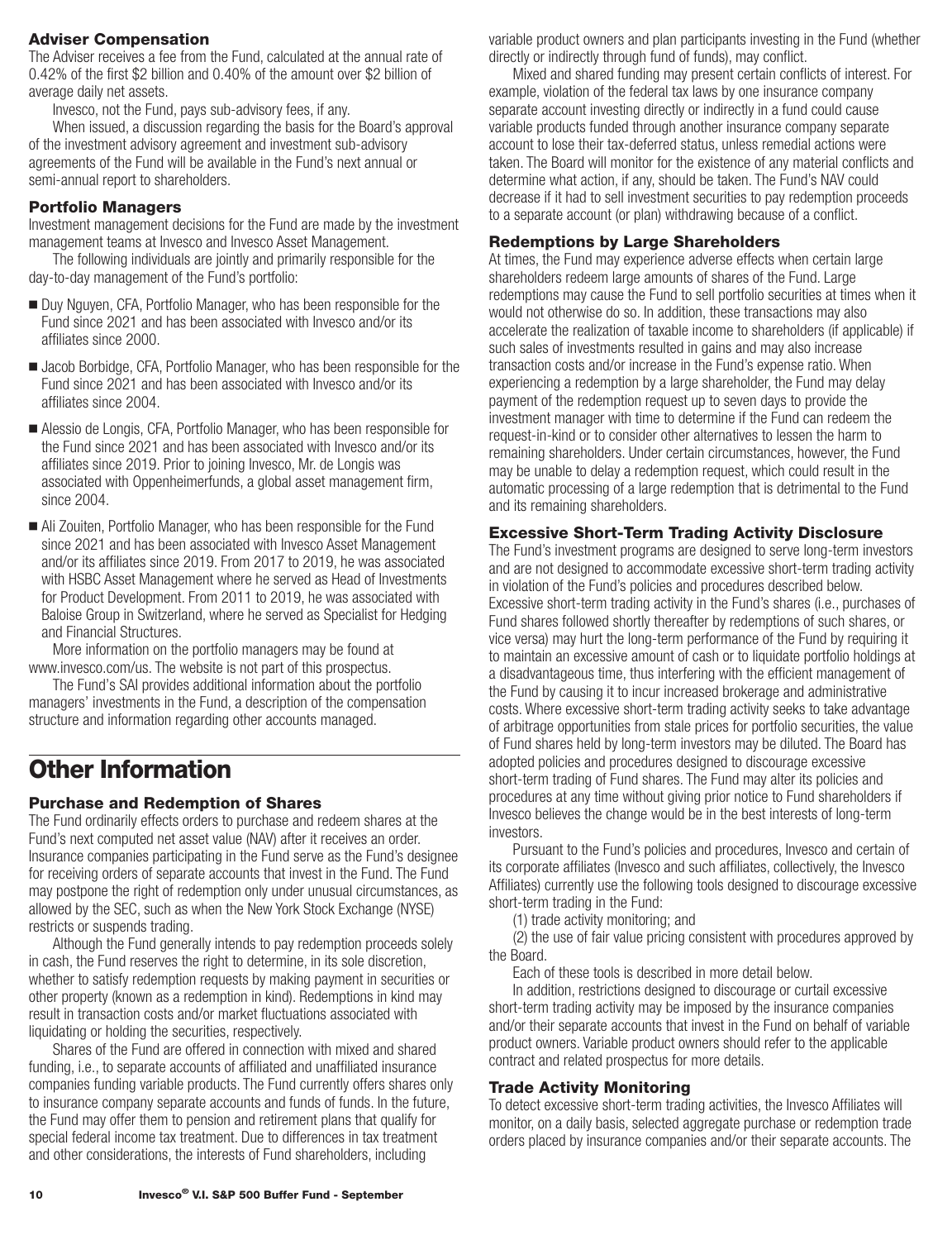### Adviser Compensation

The Adviser receives a fee from the Fund, calculated at the annual rate of 0.42% of the first $2 billion and 0.40% of the amount over $2 billion of average daily net assets.

Invesco, not the Fund, pays sub-advisory fees, if any.

When issued, a discussion regarding the basis for the Board's approval of the investment advisory agreement and investment sub-advisory agreements of the Fund will be available in the Fund's next annual or semi-annual report to shareholders.

### Portfolio Managers

Investment management decisions for the Fund are made by the investment management teams at Invesco and Invesco Asset Management.

The following individuals are jointly and primarily responsible for the day-to-day management of the Fund's portfolio:

- Duy Nguyen, CFA, Portfolio Manager, who has been responsible for the Fund since 2021 and has been associated with Invesco and/or its affiliates since 2000.
- Jacob Borbidge, CFA, Portfolio Manager, who has been responsible for the Fund since 2021 and has been associated with Invesco and/or its affiliates since 2004.
- Alessio de Longis, CFA, Portfolio Manager, who has been responsible for the Fund since 2021 and has been associated with Invesco and/or its affiliates since 2019. Prior to joining Invesco, Mr. de Longis was associated with Oppenheimerfunds, a global asset management firm, since 2004.
- Ali Zouiten, Portfolio Manager, who has been responsible for the Fund since 2021 and has been associated with Invesco Asset Management and/or its affiliates since 2019. From 2017 to 2019, he was associated with HSBC Asset Management where he served as Head of Investments for Product Development. From 2011 to 2019, he was associated with Baloise Group in Switzerland, where he served as Specialist for Hedging and Financial Structures.

More information on the portfolio managers may be found at www.invesco.com/us. The website is not part of this prospectus.

The Fund's SAI provides additional information about the portfolio managers' investments in the Fund, a description of the compensation structure and information regarding other accounts managed.

## Other Information

### Purchase and Redemption of Shares

The Fund ordinarily effects orders to purchase and redeem shares at the Fund's next computed net asset value (NAV) after it receives an order. Insurance companies participating in the Fund serve as the Fund's designee for receiving orders of separate accounts that invest in the Fund. The Fund may postpone the right of redemption only under unusual circumstances, as allowed by the SEC, such as when the New York Stock Exchange (NYSE) restricts or suspends trading.

Although the Fund generally intends to pay redemption proceeds solely in cash, the Fund reserves the right to determine, in its sole discretion, whether to satisfy redemption requests by making payment in securities or other property (known as a redemption in kind). Redemptions in kind may result in transaction costs and/or market fluctuations associated with liquidating or holding the securities, respectively.

Shares of the Fund are offered in connection with mixed and shared funding, i.e., to separate accounts of affiliated and unaffiliated insurance companies funding variable products. The Fund currently offers shares only to insurance company separate accounts and funds of funds. In the future, the Fund may offer them to pension and retirement plans that qualify for special federal income tax treatment. Due to differences in tax treatment and other considerations, the interests of Fund shareholders, including variable product owners and plan participants investing in the Fund (whether directly or indirectly through fund of funds), may conflict.

Mixed and shared funding may present certain conflicts of interest. For example, violation of the federal tax laws by one insurance company separate account investing directly or indirectly in a fund could cause variable products funded through another insurance company separate account to lose their tax-deferred status, unless remedial actions were taken. The Board will monitor for the existence of any material conflicts and determine what action, if any, should be taken. The Fund's NAV could decrease if it had to sell investment securities to pay redemption proceeds to a separate account (or plan) withdrawing because of a conflict.

### Redemptions by Large Shareholders

At times, the Fund may experience adverse effects when certain large shareholders redeem large amounts of shares of the Fund. Large redemptions may cause the Fund to sell portfolio securities at times when it would not otherwise do so. In addition, these transactions may also accelerate the realization of taxable income to shareholders (if applicable) if such sales of investments resulted in gains and may also increase transaction costs and/or increase in the Fund's expense ratio. When experiencing a redemption by a large shareholder, the Fund may delay payment of the redemption request up to seven days to provide the investment manager with time to determine if the Fund can redeem the request-in-kind or to consider other alternatives to lessen the harm to remaining shareholders. Under certain circumstances, however, the Fund may be unable to delay a redemption request, which could result in the automatic processing of a large redemption that is detrimental to the Fund and its remaining shareholders.

### Excessive Short-Term Trading Activity Disclosure

The Fund's investment programs are designed to serve long-term investors and are not designed to accommodate excessive short-term trading activity in violation of the Fund's policies and procedures described below. Excessive short-term trading activity in the Fund's shares (i.e., purchases of Fund shares followed shortly thereafter by redemptions of such shares, or vice versa) may hurt the long-term performance of the Fund by requiring it to maintain an excessive amount of cash or to liquidate portfolio holdings at a disadvantageous time, thus interfering with the efficient management of the Fund by causing it to incur increased brokerage and administrative costs. Where excessive short-term trading activity seeks to take advantage of arbitrage opportunities from stale prices for portfolio securities, the value of Fund shares held by long-term investors may be diluted. The Board has adopted policies and procedures designed to discourage excessive short-term trading of Fund shares. The Fund may alter its policies and procedures at any time without giving prior notice to Fund shareholders if Invesco believes the change would be in the best interests of long-term investors.

Pursuant to the Fund's policies and procedures, Invesco and certain of its corporate affiliates (Invesco and such affiliates, collectively, the Invesco Affiliates) currently use the following tools designed to discourage excessive short-term trading in the Fund:

(1) trade activity monitoring; and

(2) the use of fair value pricing consistent with procedures approved by the Board.

Each of these tools is described in more detail below.

In addition, restrictions designed to discourage or curtail excessive short-term trading activity may be imposed by the insurance companies and/or their separate accounts that invest in the Fund on behalf of variable product owners. Variable product owners should refer to the applicable contract and related prospectus for more details.

### Trade Activity Monitoring

To detect excessive short-term trading activities, the Invesco Affiliates will monitor, on a daily basis, selected aggregate purchase or redemption trade orders placed by insurance companies and/or their separate accounts. The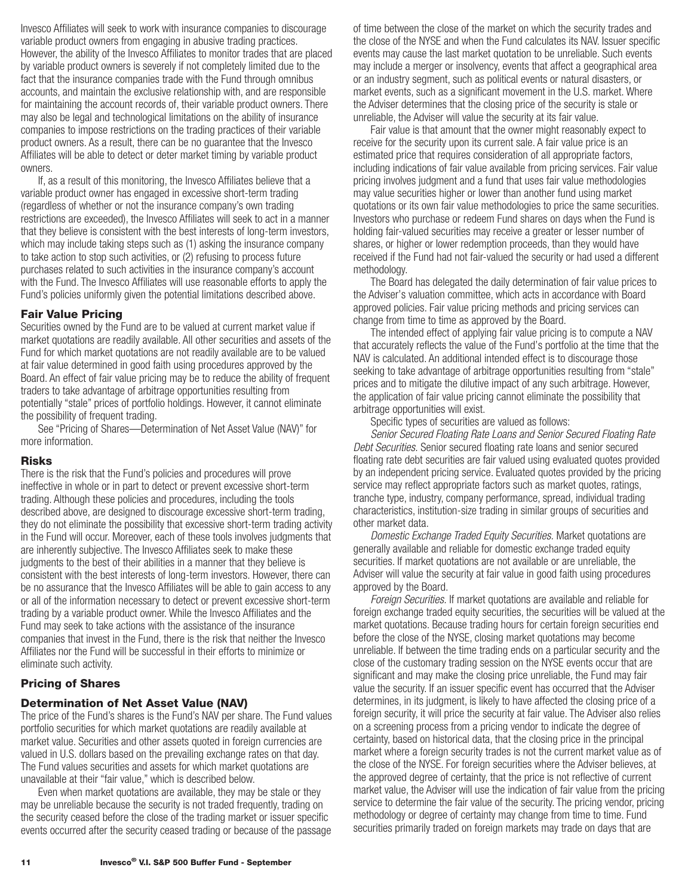Invesco Affiliates will seek to work with insurance companies to discourage variable product owners from engaging in abusive trading practices. However, the ability of the Invesco Affiliates to monitor trades that are placed by variable product owners is severely if not completely limited due to the fact that the insurance companies trade with the Fund through omnibus accounts, and maintain the exclusive relationship with, and are responsible for maintaining the account records of, their variable product owners. There may also be legal and technological limitations on the ability of insurance companies to impose restrictions on the trading practices of their variable product owners. As a result, there can be no guarantee that the Invesco Affiliates will be able to detect or deter market timing by variable product owners.

If, as a result of this monitoring, the Invesco Affiliates believe that a variable product owner has engaged in excessive short-term trading (regardless of whether or not the insurance company's own trading restrictions are exceeded), the Invesco Affiliates will seek to act in a manner that they believe is consistent with the best interests of long-term investors, which may include taking steps such as (1) asking the insurance company to take action to stop such activities, or (2) refusing to process future purchases related to such activities in the insurance company's account with the Fund. The Invesco Affiliates will use reasonable efforts to apply the Fund's policies uniformly given the potential limitations described above.

### Fair Value Pricing

Securities owned by the Fund are to be valued at current market value if market quotations are readily available. All other securities and assets of the Fund for which market quotations are not readily available are to be valued at fair value determined in good faith using procedures approved by the Board. An effect of fair value pricing may be to reduce the ability of frequent traders to take advantage of arbitrage opportunities resulting from potentially "stale" prices of portfolio holdings. However, it cannot eliminate the possibility of frequent trading.

See "Pricing of Shares—Determination of Net Asset Value (NAV)" for more information.

### Risks

There is the risk that the Fund's policies and procedures will prove ineffective in whole or in part to detect or prevent excessive short-term trading. Although these policies and procedures, including the tools described above, are designed to discourage excessive short-term trading, they do not eliminate the possibility that excessive short-term trading activity in the Fund will occur. Moreover, each of these tools involves judgments that are inherently subjective. The Invesco Affiliates seek to make these judgments to the best of their abilities in a manner that they believe is consistent with the best interests of long-term investors. However, there can be no assurance that the Invesco Affiliates will be able to gain access to any or all of the information necessary to detect or prevent excessive short-term trading by a variable product owner. While the Invesco Affiliates and the Fund may seek to take actions with the assistance of the insurance companies that invest in the Fund, there is the risk that neither the Invesco Affiliates nor the Fund will be successful in their efforts to minimize or eliminate such activity.

## Pricing of Shares

### Determination of Net Asset Value (NAV)

The price of the Fund's shares is the Fund's NAV per share. The Fund values portfolio securities for which market quotations are readily available at market value. Securities and other assets quoted in foreign currencies are valued in U.S. dollars based on the prevailing exchange rates on that day. The Fund values securities and assets for which market quotations are unavailable at their "fair value," which is described below.

Even when market quotations are available, they may be stale or they may be unreliable because the security is not traded frequently, trading on the security ceased before the close of the trading market or issuer specific events occurred after the security ceased trading or because of the passage of time between the close of the market on which the security trades and the close of the NYSE and when the Fund calculates its NAV. Issuer specific events may cause the last market quotation to be unreliable. Such events may include a merger or insolvency, events that affect a geographical area or an industry segment, such as political events or natural disasters, or market events, such as a significant movement in the U.S. market. Where the Adviser determines that the closing price of the security is stale or unreliable, the Adviser will value the security at its fair value.

Fair value is that amount that the owner might reasonably expect to receive for the security upon its current sale. A fair value price is an estimated price that requires consideration of all appropriate factors, including indications of fair value available from pricing services. Fair value pricing involves judgment and a fund that uses fair value methodologies may value securities higher or lower than another fund using market quotations or its own fair value methodologies to price the same securities. Investors who purchase or redeem Fund shares on days when the Fund is holding fair-valued securities may receive a greater or lesser number of shares, or higher or lower redemption proceeds, than they would have received if the Fund had not fair-valued the security or had used a different methodology.

The Board has delegated the daily determination of fair value prices to the Adviser's valuation committee, which acts in accordance with Board approved policies. Fair value pricing methods and pricing services can change from time to time as approved by the Board.

The intended effect of applying fair value pricing is to compute a NAV that accurately reflects the value of the Fund's portfolio at the time that the NAV is calculated. An additional intended effect is to discourage those seeking to take advantage of arbitrage opportunities resulting from "stale" prices and to mitigate the dilutive impact of any such arbitrage. However, the application of fair value pricing cannot eliminate the possibility that arbitrage opportunities will exist.

Specific types of securities are valued as follows:

*Senior Secured Floating Rate Loans and Senior Secured Floating Rate Debt Securities.* Senior secured floating rate loans and senior secured floating rate debt securities are fair valued using evaluated quotes provided by an independent pricing service. Evaluated quotes provided by the pricing service may reflect appropriate factors such as market quotes, ratings, tranche type, industry, company performance, spread, individual trading characteristics, institution-size trading in similar groups of securities and other market data.

*Domestic Exchange Traded Equity Securities.* Market quotations are generally available and reliable for domestic exchange traded equity securities. If market quotations are not available or are unreliable, the Adviser will value the security at fair value in good faith using procedures approved by the Board.

*Foreign Securities.* If market quotations are available and reliable for foreign exchange traded equity securities, the securities will be valued at the market quotations. Because trading hours for certain foreign securities end before the close of the NYSE, closing market quotations may become unreliable. If between the time trading ends on a particular security and the close of the customary trading session on the NYSE events occur that are significant and may make the closing price unreliable, the Fund may fair value the security. If an issuer specific event has occurred that the Adviser determines, in its judgment, is likely to have affected the closing price of a foreign security, it will price the security at fair value. The Adviser also relies on a screening process from a pricing vendor to indicate the degree of certainty, based on historical data, that the closing price in the principal market where a foreign security trades is not the current market value as of the close of the NYSE. For foreign securities where the Adviser believes, at the approved degree of certainty, that the price is not reflective of current market value, the Adviser will use the indication of fair value from the pricing service to determine the fair value of the security. The pricing vendor, pricing methodology or degree of certainty may change from time to time. Fund securities primarily traded on foreign markets may trade on days that are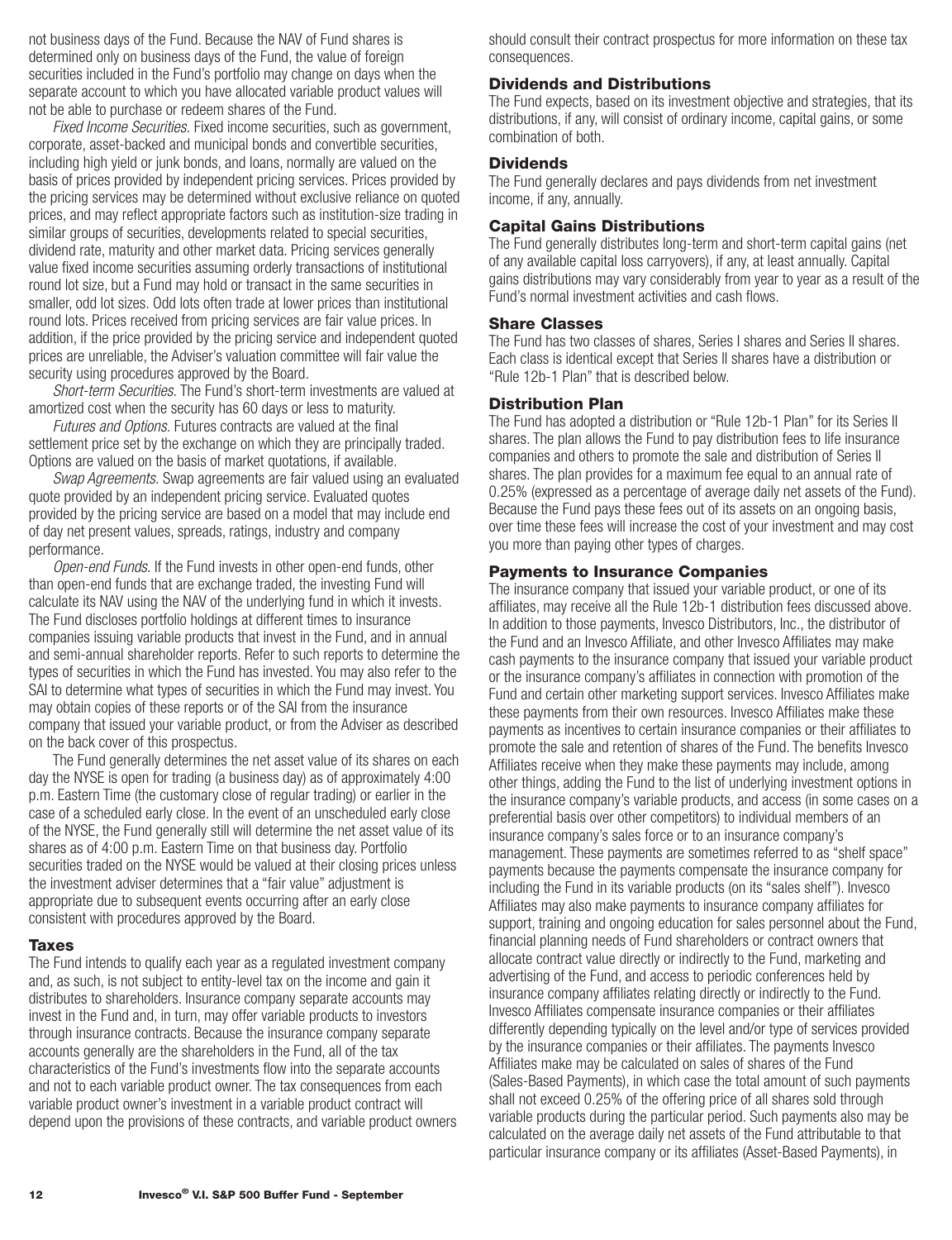not business days of the Fund. Because the NAV of Fund shares is determined only on business days of the Fund, the value of foreign securities included in the Fund's portfolio may change on days when the separate account to which you have allocated variable product values will not be able to purchase or redeem shares of the Fund.

*Fixed Income Securities.* Fixed income securities, such as government, corporate, asset-backed and municipal bonds and convertible securities, including high yield or junk bonds, and loans, normally are valued on the basis of prices provided by independent pricing services. Prices provided by the pricing services may be determined without exclusive reliance on quoted prices, and may reflect appropriate factors such as institution-size trading in similar groups of securities, developments related to special securities, dividend rate, maturity and other market data. Pricing services generally value fixed income securities assuming orderly transactions of institutional round lot size, but a Fund may hold or transact in the same securities in smaller, odd lot sizes. Odd lots often trade at lower prices than institutional round lots. Prices received from pricing services are fair value prices. In addition, if the price provided by the pricing service and independent quoted prices are unreliable, the Adviser's valuation committee will fair value the security using procedures approved by the Board.

*Short-term Securities.* The Fund's short-term investments are valued at amortized cost when the security has 60 days or less to maturity.

*Futures and Options.* Futures contracts are valued at the final settlement price set by the exchange on which they are principally traded. Options are valued on the basis of market quotations, if available.

*Swap Agreements.* Swap agreements are fair valued using an evaluated quote provided by an independent pricing service. Evaluated quotes provided by the pricing service are based on a model that may include end of day net present values, spreads, ratings, industry and company performance.

*Open-end Funds.* If the Fund invests in other open-end funds, other than open-end funds that are exchange traded, the investing Fund will calculate its NAV using the NAV of the underlying fund in which it invests. The Fund discloses portfolio holdings at different times to insurance companies issuing variable products that invest in the Fund, and in annual and semi-annual shareholder reports. Refer to such reports to determine the types of securities in which the Fund has invested. You may also refer to the SAI to determine what types of securities in which the Fund may invest. You may obtain copies of these reports or of the SAI from the insurance company that issued your variable product, or from the Adviser as described on the back cover of this prospectus.

The Fund generally determines the net asset value of its shares on each day the NYSE is open for trading (a business day) as of approximately 4:00 p.m. Eastern Time (the customary close of regular trading) or earlier in the case of a scheduled early close. In the event of an unscheduled early close of the NYSE, the Fund generally still will determine the net asset value of its shares as of 4:00 p.m. Eastern Time on that business day. Portfolio securities traded on the NYSE would be valued at their closing prices unless the investment adviser determines that a "fair value" adjustment is appropriate due to subsequent events occurring after an early close consistent with procedures approved by the Board.

### Taxes

The Fund intends to qualify each year as a regulated investment company and, as such, is not subject to entity-level tax on the income and gain it distributes to shareholders. Insurance company separate accounts may invest in the Fund and, in turn, may offer variable products to investors through insurance contracts. Because the insurance company separate accounts generally are the shareholders in the Fund, all of the tax characteristics of the Fund's investments flow into the separate accounts and not to each variable product owner. The tax consequences from each variable product owner's investment in a variable product contract will depend upon the provisions of these contracts, and variable product owners should consult their contract prospectus for more information on these tax consequences.

### Dividends and Distributions

The Fund expects, based on its investment objective and strategies, that its distributions, if any, will consist of ordinary income, capital gains, or some combination of both.

### Dividends

The Fund generally declares and pays dividends from net investment income, if any, annually.

### Capital Gains Distributions

The Fund generally distributes long-term and short-term capital gains (net of any available capital loss carryovers), if any, at least annually. Capital gains distributions may vary considerably from year to year as a result of the Fund's normal investment activities and cash flows.

### Share Classes

The Fund has two classes of shares, Series I shares and Series II shares. Each class is identical except that Series II shares have a distribution or "Rule 12b-1 Plan" that is described below.

### Distribution Plan

The Fund has adopted a distribution or "Rule 12b-1 Plan" for its Series II shares. The plan allows the Fund to pay distribution fees to life insurance companies and others to promote the sale and distribution of Series II shares. The plan provides for a maximum fee equal to an annual rate of 0.25% (expressed as a percentage of average daily net assets of the Fund). Because the Fund pays these fees out of its assets on an ongoing basis, over time these fees will increase the cost of your investment and may cost you more than paying other types of charges.

### Payments to Insurance Companies

The insurance company that issued your variable product, or one of its affiliates, may receive all the Rule 12b-1 distribution fees discussed above. In addition to those payments, Invesco Distributors, Inc., the distributor of the Fund and an Invesco Affiliate, and other Invesco Affiliates may make cash payments to the insurance company that issued your variable product or the insurance company's affiliates in connection with promotion of the Fund and certain other marketing support services. Invesco Affiliates make these payments from their own resources. Invesco Affiliates make these payments as incentives to certain insurance companies or their affiliates to promote the sale and retention of shares of the Fund. The benefits Invesco Affiliates receive when they make these payments may include, among other things, adding the Fund to the list of underlying investment options in the insurance company's variable products, and access (in some cases on a preferential basis over other competitors) to individual members of an insurance company's sales force or to an insurance company's management. These payments are sometimes referred to as "shelf space" payments because the payments compensate the insurance company for including the Fund in its variable products (on its "sales shelf"). Invesco Affiliates may also make payments to insurance company affiliates for support, training and ongoing education for sales personnel about the Fund, financial planning needs of Fund shareholders or contract owners that allocate contract value directly or indirectly to the Fund, marketing and advertising of the Fund, and access to periodic conferences held by insurance company affiliates relating directly or indirectly to the Fund. Invesco Affiliates compensate insurance companies or their affiliates differently depending typically on the level and/or type of services provided by the insurance companies or their affiliates. The payments Invesco Affiliates make may be calculated on sales of shares of the Fund (Sales-Based Payments), in which case the total amount of such payments shall not exceed 0.25% of the offering price of all shares sold through variable products during the particular period. Such payments also may be calculated on the average daily net assets of the Fund attributable to that particular insurance company or its affiliates (Asset-Based Payments), in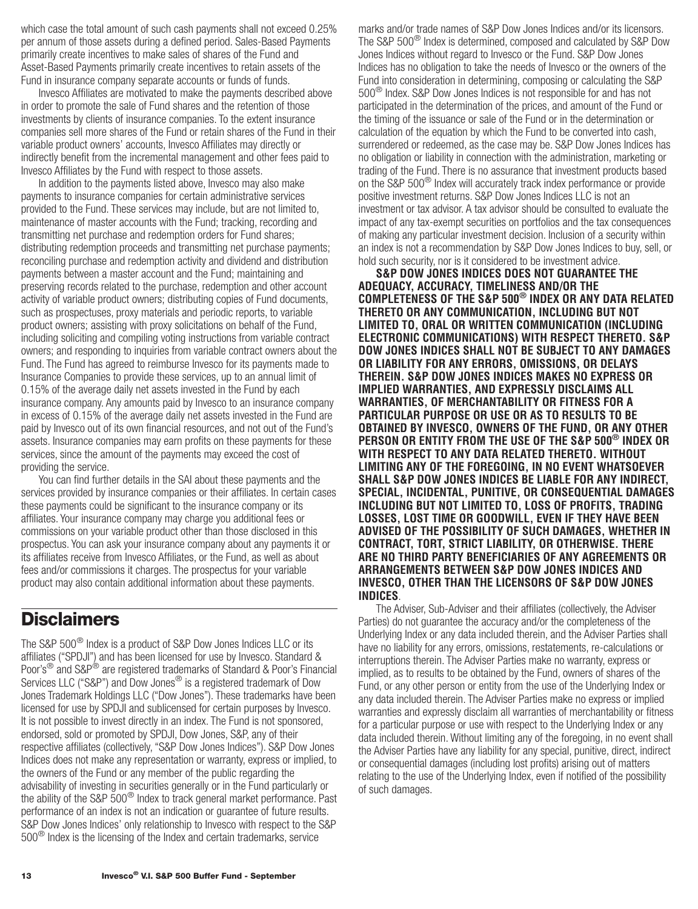which case the total amount of such cash payments shall not exceed 0.25% per annum of those assets during a defined period. Sales-Based Payments primarily create incentives to make sales of shares of the Fund and Asset-Based Payments primarily create incentives to retain assets of the Fund in insurance company separate accounts or funds of funds.

Invesco Affiliates are motivated to make the payments described above in order to promote the sale of Fund shares and the retention of those investments by clients of insurance companies. To the extent insurance companies sell more shares of the Fund or retain shares of the Fund in their variable product owners' accounts, Invesco Affiliates may directly or indirectly benefit from the incremental management and other fees paid to Invesco Affiliates by the Fund with respect to those assets.

In addition to the payments listed above, Invesco may also make payments to insurance companies for certain administrative services provided to the Fund. These services may include, but are not limited to, maintenance of master accounts with the Fund; tracking, recording and transmitting net purchase and redemption orders for Fund shares; distributing redemption proceeds and transmitting net purchase payments; reconciling purchase and redemption activity and dividend and distribution payments between a master account and the Fund; maintaining and preserving records related to the purchase, redemption and other account activity of variable product owners; distributing copies of Fund documents, such as prospectuses, proxy materials and periodic reports, to variable product owners; assisting with proxy solicitations on behalf of the Fund, including soliciting and compiling voting instructions from variable contract owners; and responding to inquiries from variable contract owners about the Fund. The Fund has agreed to reimburse Invesco for its payments made to Insurance Companies to provide these services, up to an annual limit of 0.15% of the average daily net assets invested in the Fund by each insurance company. Any amounts paid by Invesco to an insurance company in excess of 0.15% of the average daily net assets invested in the Fund are paid by Invesco out of its own financial resources, and not out of the Fund's assets. Insurance companies may earn profits on these payments for these services, since the amount of the payments may exceed the cost of providing the service.

You can find further details in the SAI about these payments and the services provided by insurance companies or their affiliates. In certain cases these payments could be significant to the insurance company or its affiliates. Your insurance company may charge you additional fees or commissions on your variable product other than those disclosed in this prospectus. You can ask your insurance company about any payments it or its affiliates receive from Invesco Affiliates, or the Fund, as well as about fees and/or commissions it charges. The prospectus for your variable product may also contain additional information about these payments.

## Disclaimers

The S&P 500® Index is a product of S&P Dow Jones Indices LLC or its affiliates ("SPDJI") and has been licensed for use by Invesco. Standard & Poor's® and S&P® are registered trademarks of Standard & Poor's Financial Services LLC ("S&P") and Dow Jones® is a registered trademark of Dow Jones Trademark Holdings LLC ("Dow Jones"). These trademarks have been licensed for use by SPDJI and sublicensed for certain purposes by Invesco. It is not possible to invest directly in an index. The Fund is not sponsored, endorsed, sold or promoted by SPDJI, Dow Jones, S&P, any of their respective affiliates (collectively, "S&P Dow Jones Indices"). S&P Dow Jones Indices does not make any representation or warranty, express or implied, to the owners of the Fund or any member of the public regarding the advisability of investing in securities generally or in the Fund particularly or the ability of the S&P 500® Index to track general market performance. Past performance of an index is not an indication or guarantee of future results. S&P Dow Jones Indices' only relationship to Invesco with respect to the S&P 500® Index is the licensing of the Index and certain trademarks, service marks and/or trade names of S&P Dow Jones Indices and/or its licensors. The S&P 500® Index is determined, composed and calculated by S&P Dow Jones Indices without regard to Invesco or the Fund. S&P Dow Jones Indices has no obligation to take the needs of Invesco or the owners of the Fund into consideration in determining, composing or calculating the S&P 500® Index. S&P Dow Jones Indices is not responsible for and has not participated in the determination of the prices, and amount of the Fund or the timing of the issuance or sale of the Fund or in the determination or calculation of the equation by which the Fund to be converted into cash, surrendered or redeemed, as the case may be. S&P Dow Jones Indices has no obligation or liability in connection with the administration, marketing or trading of the Fund. There is no assurance that investment products based on the S&P 500® Index will accurately track index performance or provide positive investment returns. S&P Dow Jones Indices LLC is not an investment or tax advisor. A tax advisor should be consulted to evaluate the impact of any tax-exempt securities on portfolios and the tax consequences of making any particular investment decision. Inclusion of a security within an index is not a recommendation by S&P Dow Jones Indices to buy, sell, or hold such security, nor is it considered to be investment advice.

**S&P DOW JONES INDICES DOES NOT GUARANTEE THE ADEQUACY, ACCURACY, TIMELINESS AND/OR THE COMPLETENESS OF THE S&P 500® INDEX OR ANY DATA RELATED THERETO OR ANY COMMUNICATION, INCLUDING BUT NOT LIMITED TO, ORAL OR WRITTEN COMMUNICATION (INCLUDING ELECTRONIC COMMUNICATIONS) WITH RESPECT THERETO. S&P DOW JONES INDICES SHALL NOT BE SUBJECT TO ANY DAMAGES OR LIABILITY FOR ANY ERRORS, OMISSIONS, OR DELAYS THEREIN. S&P DOW JONES INDICES MAKES NO EXPRESS OR IMPLIED WARRANTIES, AND EXPRESSLY DISCLAIMS ALL WARRANTIES, OF MERCHANTABILITY OR FITNESS FOR A PARTICULAR PURPOSE OR USE OR AS TO RESULTS TO BE OBTAINED BY INVESCO, OWNERS OF THE FUND, OR ANY OTHER PERSON OR ENTITY FROM THE USE OF THE S&P 500® INDEX OR WITH RESPECT TO ANY DATA RELATED THERETO. WITHOUT LIMITING ANY OF THE FOREGOING, IN NO EVENT WHATSOEVER SHALL S&P DOW JONES INDICES BE LIABLE FOR ANY INDIRECT, SPECIAL, INCIDENTAL, PUNITIVE, OR CONSEQUENTIAL DAMAGES INCLUDING BUT NOT LIMITED TO, LOSS OF PROFITS, TRADING LOSSES, LOST TIME OR GOODWILL, EVEN IF THEY HAVE BEEN ADVISED OF THE POSSIBILITY OF SUCH DAMAGES, WHETHER IN CONTRACT, TORT, STRICT LIABILITY, OR OTHERWISE. THERE ARE NO THIRD PARTY BENEFICIARIES OF ANY AGREEMENTS OR ARRANGEMENTS BETWEEN S&P DOW JONES INDICES AND INVESCO, OTHER THAN THE LICENSORS OF S&P DOW JONES INDICES**.

The Adviser, Sub-Adviser and their affiliates (collectively, the Adviser Parties) do not guarantee the accuracy and/or the completeness of the Underlying Index or any data included therein, and the Adviser Parties shall have no liability for any errors, omissions, restatements, re-calculations or interruptions therein. The Adviser Parties make no warranty, express or implied, as to results to be obtained by the Fund, owners of shares of the Fund, or any other person or entity from the use of the Underlying Index or any data included therein. The Adviser Parties make no express or implied warranties and expressly disclaim all warranties of merchantability or fitness for a particular purpose or use with respect to the Underlying Index or any data included therein. Without limiting any of the foregoing, in no event shall the Adviser Parties have any liability for any special, punitive, direct, indirect or consequential damages (including lost profits) arising out of matters relating to the use of the Underlying Index, even if notified of the possibility of such damages.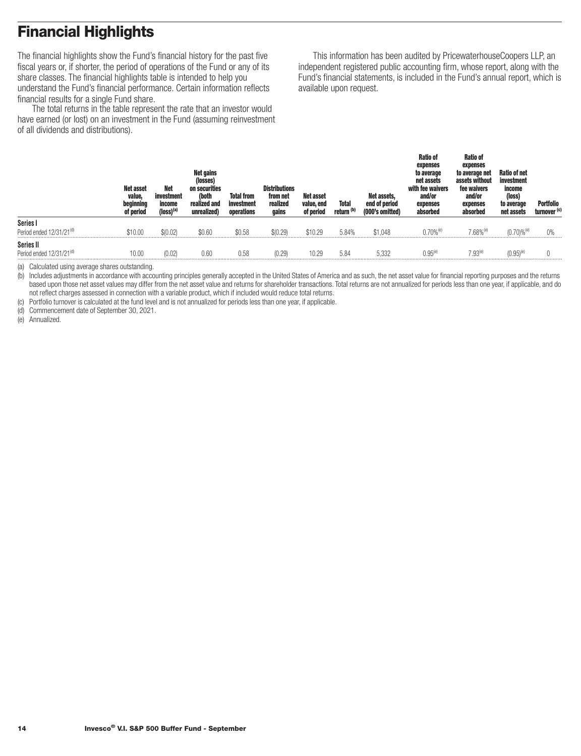# Financial Highlights

The financial highlights show the Fund's financial history for the past five fiscal years or, if shorter, the period of operations of the Fund or any of its share classes. The financial highlights table is intended to help you understand the Fund's financial performance. Certain information reflects financial results for a single Fund share.

The total returns in the table represent the rate that an investor would have earned (or lost) on an investment in the Fund (assuming reinvestment of all dividends and distributions).

This information has been audited by PricewaterhouseCoopers LLP, an independent registered public accounting firm, whose report, along with the Fund's financial statements, is included in the Fund's annual report, which is available upon request.

| | Net asset value, beginning of period | Net investment income (loss)[(a)] | Net gains (losses) on securities (both realized and unrealized) | Total from investment operations | Distributions from net realized gains | Net asset value, end of period | Total return [(b)] | Net assets, end of period (000's omitted) | Ratio of expenses to average net assets with fee waivers and/or expenses absorbed | Ratio of expenses to average net assets without fee waivers and/or expenses absorbed | Ratio of net investment income (loss) to average net assets | Portfolio turnover [(c)] |
|---|---|---|---|---|---|---|---|---|---|---|---|---|
| **Series I** | | | | | | | | | | | | |
| Period ended 12/31/21[(d)] | $10.00 | $(0.02) | $0.60 | $0.58 | $(0.29) | $10.29 | 5.84% | $1,048 | 0.70%[(e)] | 7.68%[(e)] | (0.70)%[(e)] | 0% |
| **Series II** | | | | | | | | | | | | |
| Period ended 12/31/21[(d)] | 10.00 | (0.02) | 0.60 | 0.58 | (0.29) | 10.29 | 5.84 | 5,332 | 0.95[(e)] | 7.93[(e)] | (0.95)[(e)] | 0 |

(a) Calculated using average shares outstanding.

(b) Includes adjustments in accordance with accounting principles generally accepted in the United States of America and as such, the net asset value for financial reporting purposes and the returns based upon those net asset values may differ from the net asset value and returns for shareholder transactions. Total returns are not annualized for periods less than one year, if applicable, and do not reflect charges assessed in connection with a variable product, which if included would reduce total returns.

(c) Portfolio turnover is calculated at the fund level and is not annualized for periods less than one year, if applicable.

(d) Commencement date of September 30, 2021.

(e) Annualized.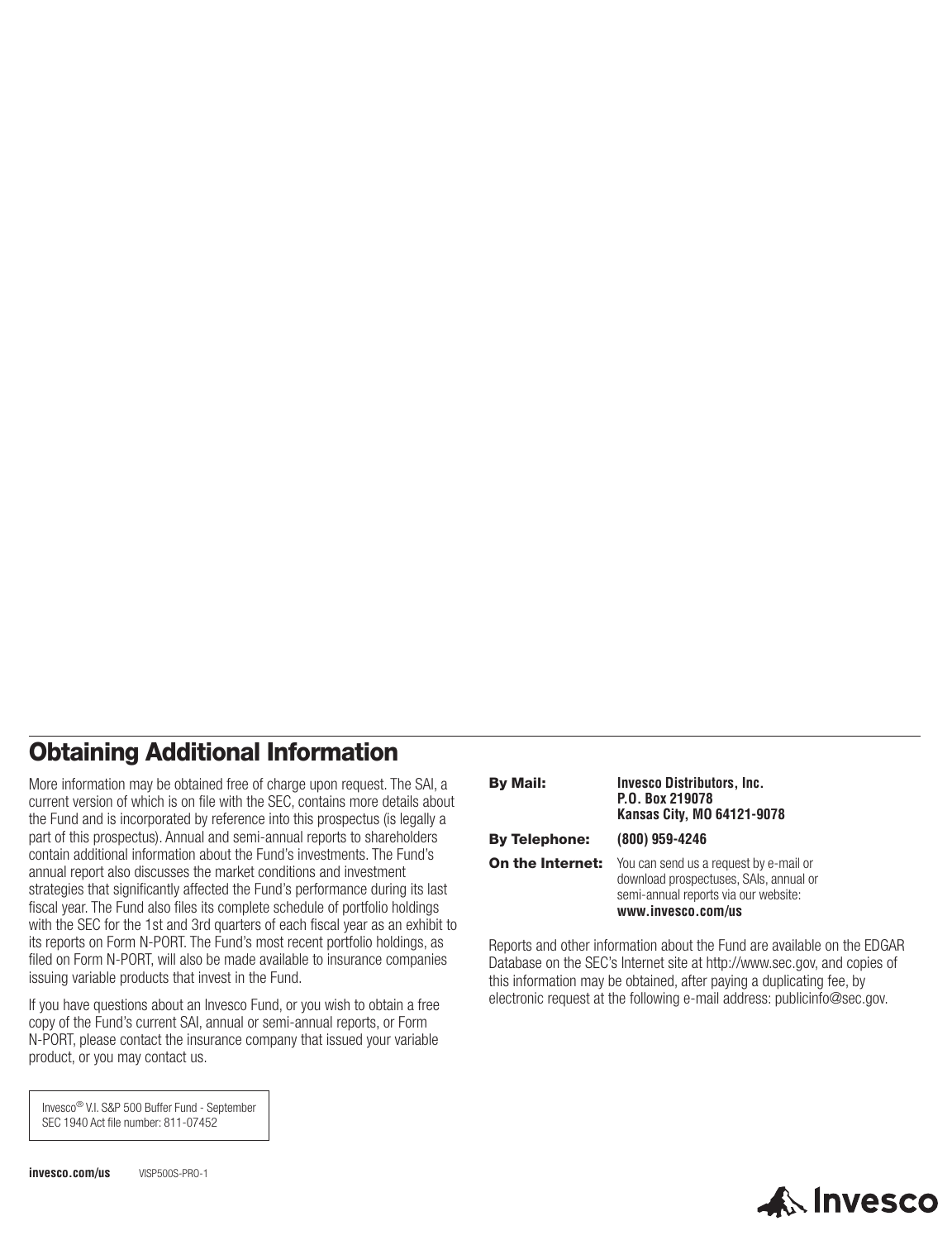## Obtaining Additional Information

More information may be obtained free of charge upon request. The SAI, a current version of which is on file with the SEC, contains more details about the Fund and is incorporated by reference into this prospectus (is legally a part of this prospectus). Annual and semi-annual reports to shareholders contain additional information about the Fund's investments. The Fund's annual report also discusses the market conditions and investment strategies that significantly affected the Fund's performance during its last fiscal year. The Fund also files its complete schedule of portfolio holdings with the SEC for the 1st and 3rd quarters of each fiscal year as an exhibit to its reports on Form N-PORT. The Fund's most recent portfolio holdings, as filed on Form N-PORT, will also be made available to insurance companies issuing variable products that invest in the Fund.

If you have questions about an Invesco Fund, or you wish to obtain a free copy of the Fund's current SAI, annual or semi-annual reports, or Form N-PORT, please contact the insurance company that issued your variable product, or you may contact us.

| | |
|---|---|
| **By Mail:** | **Invesco Distributors, Inc.**<br>**P.O. Box 219078**<br>**Kansas City, MO 64121-9078** |
| **By Telephone:** | **(800) 959-4246** |
| **On the Internet:** | You can send us a request by e-mail or download prospectuses, SAIs, annual or semi-annual reports via our website:<br>**www.invesco.com/us** |

Reports and other information about the Fund are available on the EDGAR Database on the SEC's Internet site at http://www.sec.gov, and copies of this information may be obtained, after paying a duplicating fee, by electronic request at the following e-mail address: publicinfo@sec.gov.

Invesco® V.I. S&P 500 Buffer Fund - September
SEC 1940 Act file number: 811-07452

**invesco.com/us** VISP500S-PRO-1

Invesco